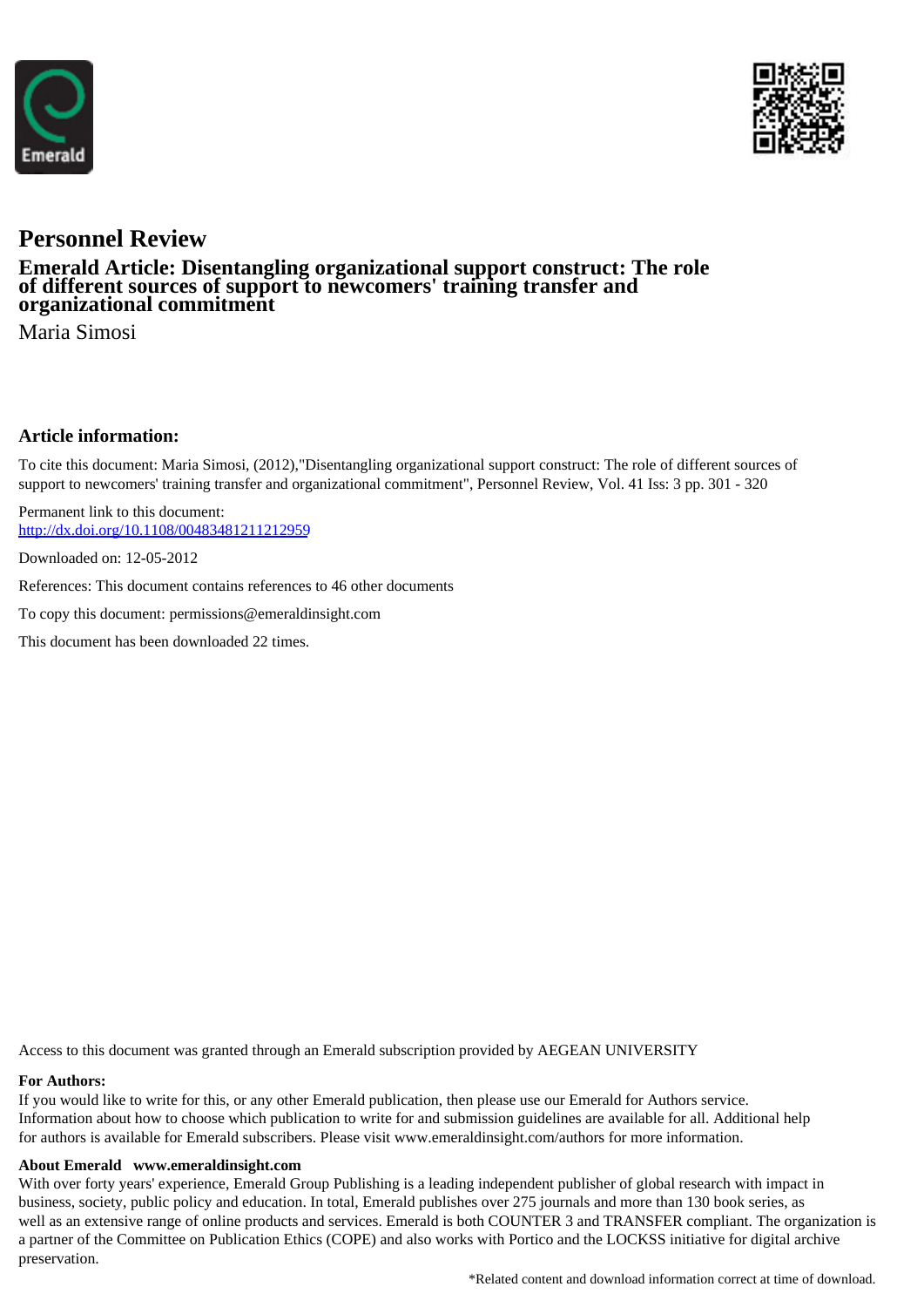# Personnel Review

## Emerald Article: Disentangling organizational support construct: The role of different sources of support to newcomers' training transfer and organizational commitment

Maria Simosi

### Article information:

To cite this document: Maria Simosi, (2012),"Disentangling organizational support construct: The role of different sources of support to newcomers' training transfer and organizational commitment", Personnel Review, Vol. 41 Iss: 3 pp. 301 - 320

Permanent link to this document:
http://dx.doi.org/10.1108/00483481211212959

Downloaded on: 12-05-2012

References: This document contains references to 46 other documents

To copy this document: permissions@emeraldinsight.com

This document has been downloaded 22 times.

Access to this document was granted through an Emerald subscription provided by AEGEAN UNIVERSITY

**For Authors:**
If you would like to write for this, or any other Emerald publication, then please use our Emerald for Authors service. Information about how to choose which publication to write for and submission guidelines are available for all. Additional help for authors is available for Emerald subscribers. Please visit www.emeraldinsight.com/authors for more information.

**About Emerald www.emeraldinsight.com**
With over forty years' experience, Emerald Group Publishing is a leading independent publisher of global research with impact in business, society, public policy and education. In total, Emerald publishes over 275 journals and more than 130 book series, as well as an extensive range of online products and services. Emerald is both COUNTER 3 and TRANSFER compliant. The organization is a partner of the Committee on Publication Ethics (COPE) and also works with Portico and the LOCKSS initiative for digital archive preservation.

*Related content and download information correct at time of download.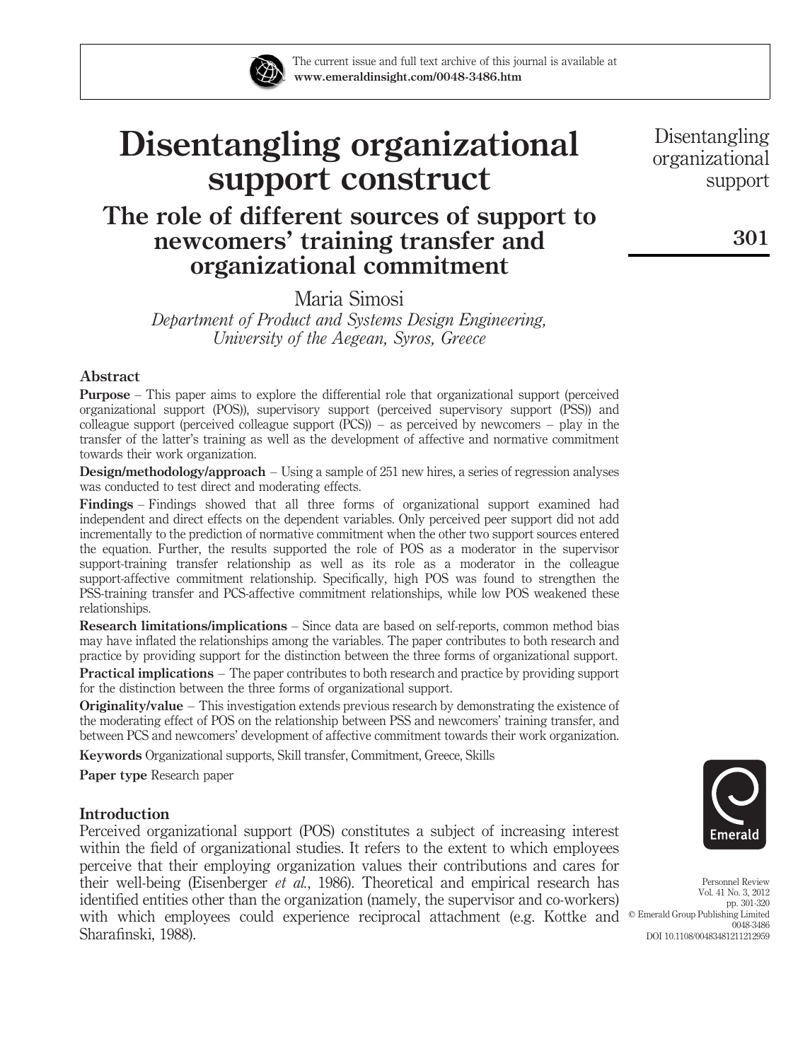# Disentangling organizational support construct

## The role of different sources of support to newcomers' training transfer and organizational commitment

Maria Simosi

*Department of Product and Systems Design Engineering, University of the Aegean, Syros, Greece*

### Abstract

**Purpose** – This paper aims to explore the differential role that organizational support (perceived organizational support (POS)), supervisory support (perceived supervisory support (PSS)) and colleague support (perceived colleague support (PCS)) – as perceived by newcomers – play in the transfer of the latter's training as well as the development of affective and normative commitment towards their work organization.

**Design/methodology/approach** – Using a sample of 251 new hires, a series of regression analyses was conducted to test direct and moderating effects.

**Findings** – Findings showed that all three forms of organizational support examined had independent and direct effects on the dependent variables. Only perceived peer support did not add incrementally to the prediction of normative commitment when the other two support sources entered the equation. Further, the results supported the role of POS as a moderator in the supervisor support-training transfer relationship as well as its role as a moderator in the colleague support-affective commitment relationship. Specifically, high POS was found to strengthen the PSS-training transfer and PCS-affective commitment relationships, while low POS weakened these relationships.

**Research limitations/implications** – Since data are based on self-reports, common method bias may have inflated the relationships among the variables. The paper contributes to both research and practice by providing support for the distinction between the three forms of organizational support.

**Practical implications** – The paper contributes to both research and practice by providing support for the distinction between the three forms of organizational support.

**Originality/value** – This investigation extends previous research by demonstrating the existence of the moderating effect of POS on the relationship between PSS and newcomers' training transfer, and between PCS and newcomers' development of affective commitment towards their work organization.

**Keywords** Organizational supports, Skill transfer, Commitment, Greece, Skills

**Paper type** Research paper

### Introduction

Perceived organizational support (POS) constitutes a subject of increasing interest within the field of organizational studies. It refers to the extent to which employees perceive that their employing organization values their contributions and cares for their well-being (Eisenberger *et al.*, 1986). Theoretical and empirical research has identified entities other than the organization (namely, the supervisor and co-workers) with which employees could experience reciprocal attachment (e.g. Kottke and Sharafinski, 1988).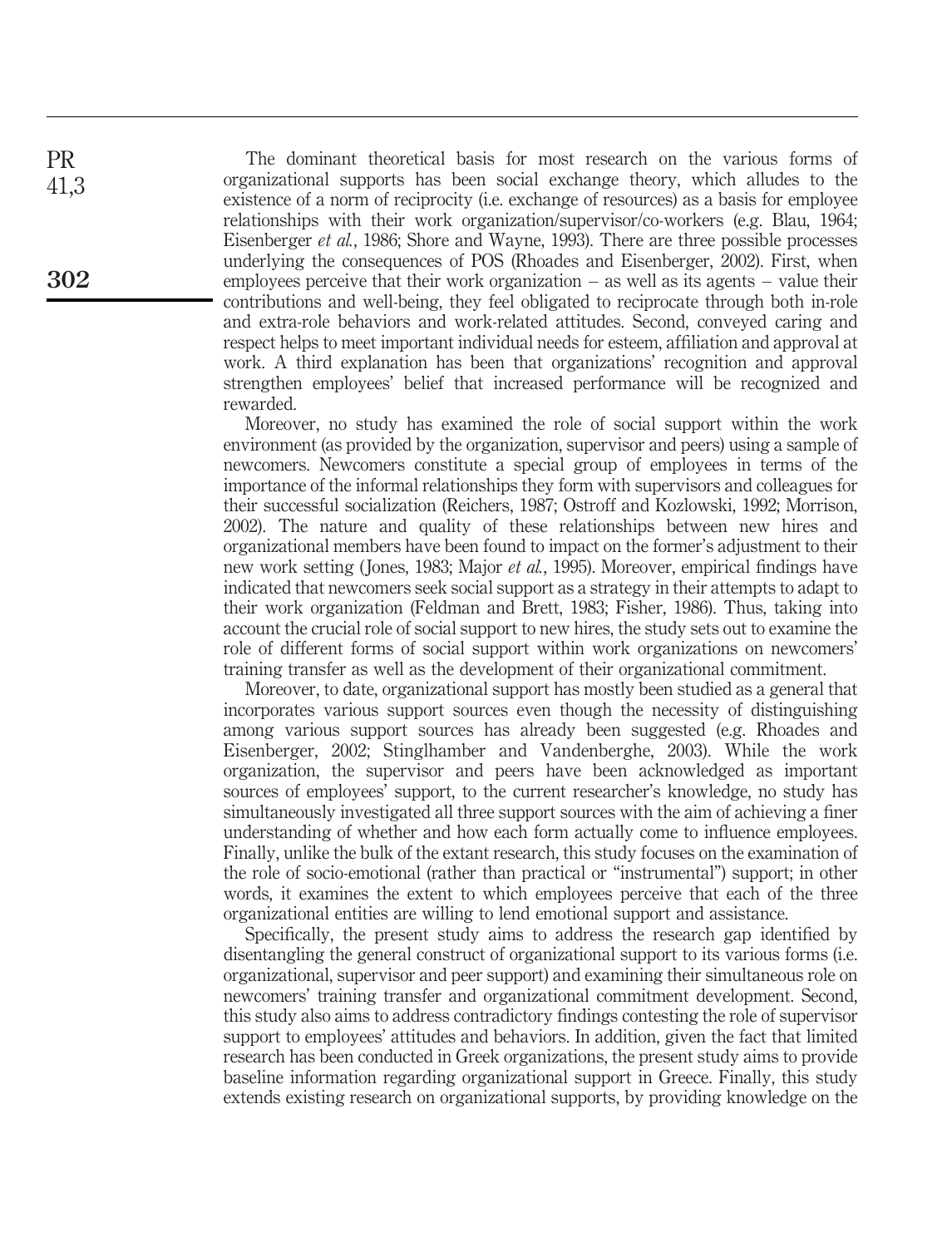The dominant theoretical basis for most research on the various forms of organizational supports has been social exchange theory, which alludes to the existence of a norm of reciprocity (i.e. exchange of resources) as a basis for employee relationships with their work organization/supervisor/co-workers (e.g. Blau, 1964; Eisenberger *et al.*, 1986; Shore and Wayne, 1993). There are three possible processes underlying the consequences of POS (Rhoades and Eisenberger, 2002). First, when employees perceive that their work organization – as well as its agents – value their contributions and well-being, they feel obligated to reciprocate through both in-role and extra-role behaviors and work-related attitudes. Second, conveyed caring and respect helps to meet important individual needs for esteem, affiliation and approval at work. A third explanation has been that organizations' recognition and approval strengthen employees' belief that increased performance will be recognized and rewarded.

Moreover, no study has examined the role of social support within the work environment (as provided by the organization, supervisor and peers) using a sample of newcomers. Newcomers constitute a special group of employees in terms of the importance of the informal relationships they form with supervisors and colleagues for their successful socialization (Reichers, 1987; Ostroff and Kozlowski, 1992; Morrison, 2002). The nature and quality of these relationships between new hires and organizational members have been found to impact on the former's adjustment to their new work setting (Jones, 1983; Major *et al.*, 1995). Moreover, empirical findings have indicated that newcomers seek social support as a strategy in their attempts to adapt to their work organization (Feldman and Brett, 1983; Fisher, 1986). Thus, taking into account the crucial role of social support to new hires, the study sets out to examine the role of different forms of social support within work organizations on newcomers' training transfer as well as the development of their organizational commitment.

Moreover, to date, organizational support has mostly been studied as a general that incorporates various support sources even though the necessity of distinguishing among various support sources has already been suggested (e.g. Rhoades and Eisenberger, 2002; Stinglhamber and Vandenberghe, 2003). While the work organization, the supervisor and peers have been acknowledged as important sources of employees' support, to the current researcher's knowledge, no study has simultaneously investigated all three support sources with the aim of achieving a finer understanding of whether and how each form actually come to influence employees. Finally, unlike the bulk of the extant research, this study focuses on the examination of the role of socio-emotional (rather than practical or "instrumental") support; in other words, it examines the extent to which employees perceive that each of the three organizational entities are willing to lend emotional support and assistance.

Specifically, the present study aims to address the research gap identified by disentangling the general construct of organizational support to its various forms (i.e. organizational, supervisor and peer support) and examining their simultaneous role on newcomers' training transfer and organizational commitment development. Second, this study also aims to address contradictory findings contesting the role of supervisor support to employees' attitudes and behaviors. In addition, given the fact that limited research has been conducted in Greek organizations, the present study aims to provide baseline information regarding organizational support in Greece. Finally, this study extends existing research on organizational supports, by providing knowledge on the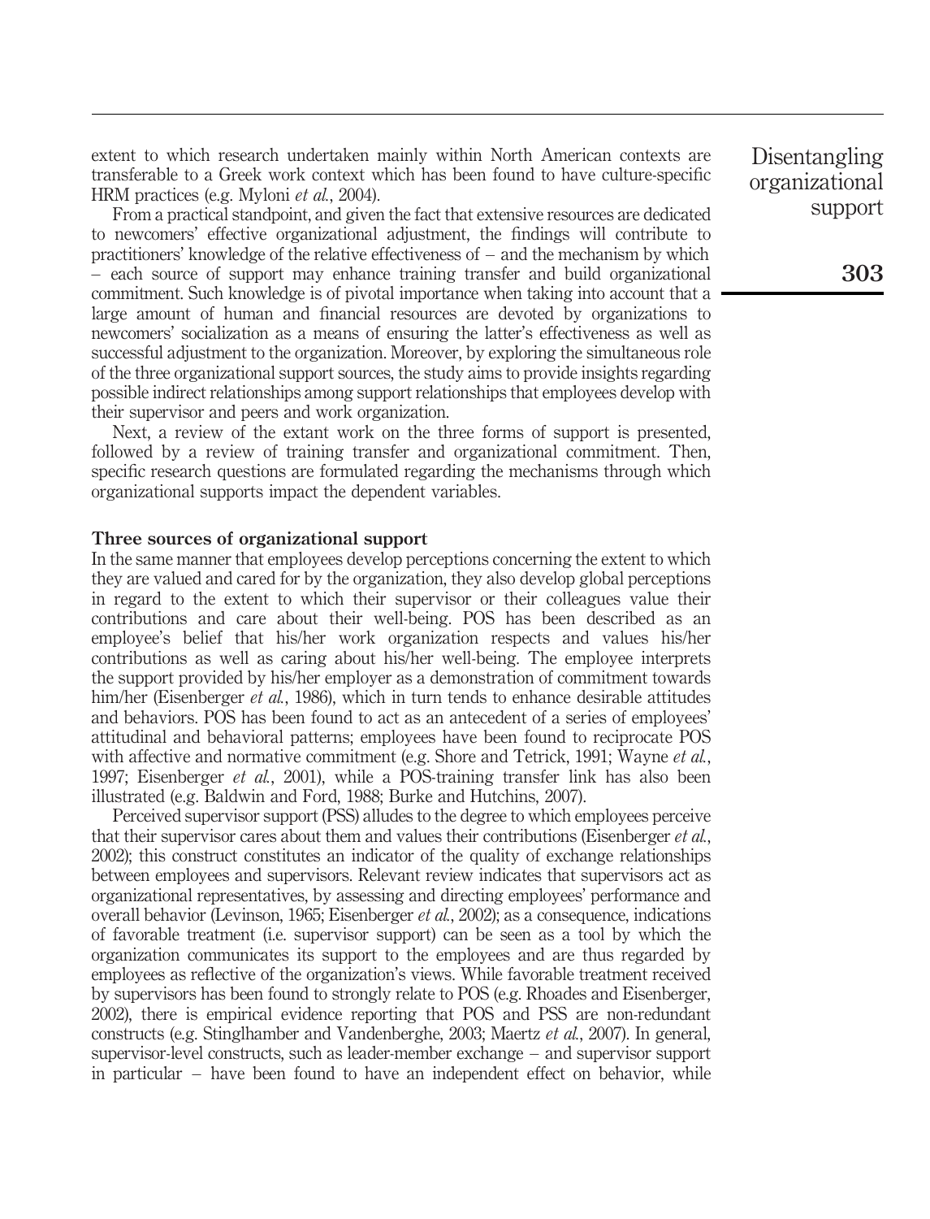extent to which research undertaken mainly within North American contexts are transferable to a Greek work context which has been found to have culture-specific HRM practices (e.g. Myloni *et al.*, 2004).

From a practical standpoint, and given the fact that extensive resources are dedicated to newcomers' effective organizational adjustment, the findings will contribute to practitioners' knowledge of the relative effectiveness of – and the mechanism by which – each source of support may enhance training transfer and build organizational commitment. Such knowledge is of pivotal importance when taking into account that a large amount of human and financial resources are devoted by organizations to newcomers' socialization as a means of ensuring the latter's effectiveness as well as successful adjustment to the organization. Moreover, by exploring the simultaneous role of the three organizational support sources, the study aims to provide insights regarding possible indirect relationships among support relationships that employees develop with their supervisor and peers and work organization.

Next, a review of the extant work on the three forms of support is presented, followed by a review of training transfer and organizational commitment. Then, specific research questions are formulated regarding the mechanisms through which organizational supports impact the dependent variables.

## Three sources of organizational support

In the same manner that employees develop perceptions concerning the extent to which they are valued and cared for by the organization, they also develop global perceptions in regard to the extent to which their supervisor or their colleagues value their contributions and care about their well-being. POS has been described as an employee's belief that his/her work organization respects and values his/her contributions as well as caring about his/her well-being. The employee interprets the support provided by his/her employer as a demonstration of commitment towards him/her (Eisenberger *et al.*, 1986), which in turn tends to enhance desirable attitudes and behaviors. POS has been found to act as an antecedent of a series of employees' attitudinal and behavioral patterns; employees have been found to reciprocate POS with affective and normative commitment (e.g. Shore and Tetrick, 1991; Wayne *et al.*, 1997; Eisenberger *et al.*, 2001), while a POS-training transfer link has also been illustrated (e.g. Baldwin and Ford, 1988; Burke and Hutchins, 2007).

Perceived supervisor support (PSS) alludes to the degree to which employees perceive that their supervisor cares about them and values their contributions (Eisenberger *et al.*, 2002); this construct constitutes an indicator of the quality of exchange relationships between employees and supervisors. Relevant review indicates that supervisors act as organizational representatives, by assessing and directing employees' performance and overall behavior (Levinson, 1965; Eisenberger *et al.*, 2002); as a consequence, indications of favorable treatment (i.e. supervisor support) can be seen as a tool by which the organization communicates its support to the employees and are thus regarded by employees as reflective of the organization's views. While favorable treatment received by supervisors has been found to strongly relate to POS (e.g. Rhoades and Eisenberger, 2002), there is empirical evidence reporting that POS and PSS are non-redundant constructs (e.g. Stinglhamber and Vandenberghe, 2003; Maertz *et al.*, 2007). In general, supervisor-level constructs, such as leader-member exchange – and supervisor support in particular – have been found to have an independent effect on behavior, while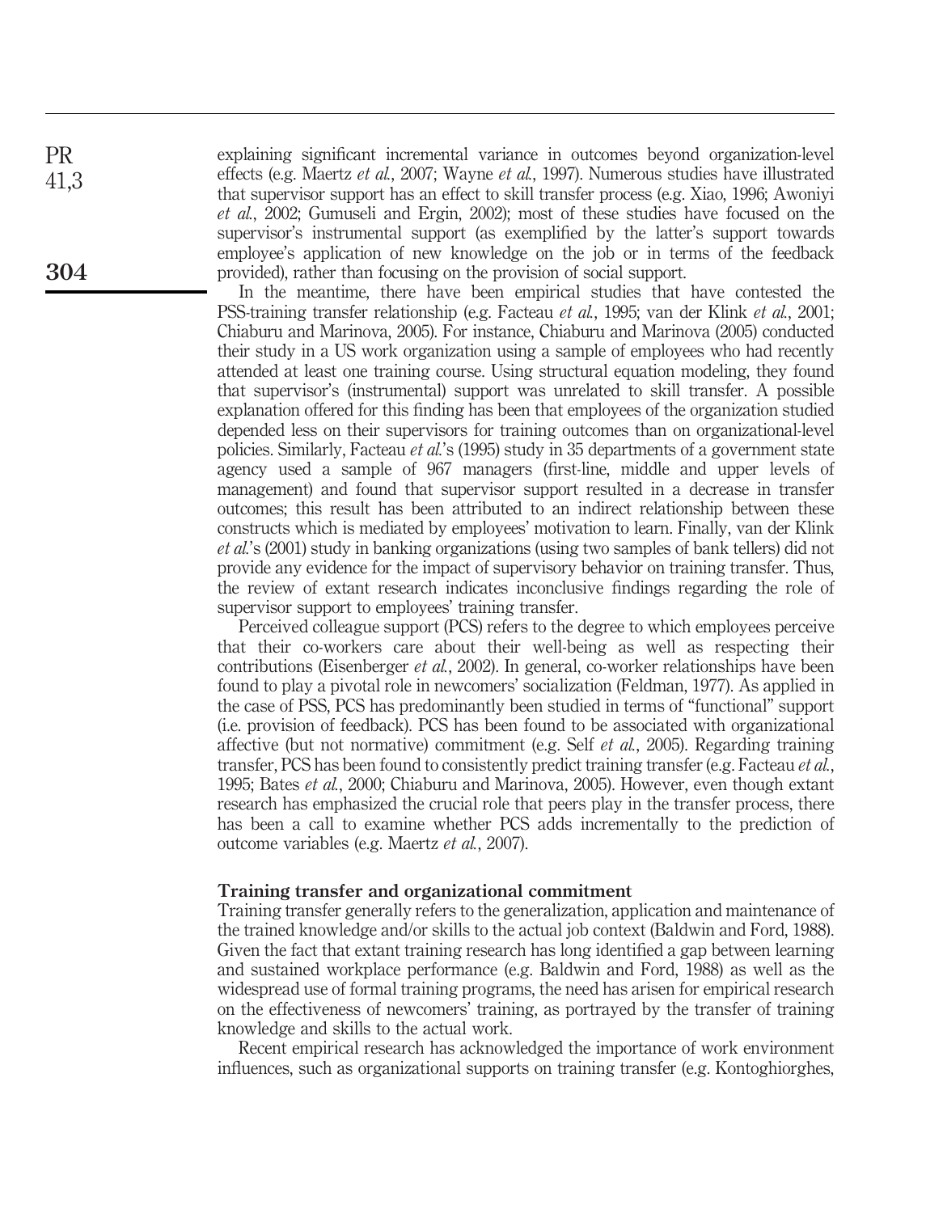explaining significant incremental variance in outcomes beyond organization-level effects (e.g. Maertz *et al.*, 2007; Wayne *et al.*, 1997). Numerous studies have illustrated that supervisor support has an effect to skill transfer process (e.g. Xiao, 1996; Awoniyi *et al.*, 2002; Gumuseli and Ergin, 2002); most of these studies have focused on the supervisor's instrumental support (as exemplified by the latter's support towards employee's application of new knowledge on the job or in terms of the feedback provided), rather than focusing on the provision of social support.

In the meantime, there have been empirical studies that have contested the PSS-training transfer relationship (e.g. Facteau *et al.*, 1995; van der Klink *et al.*, 2001; Chiaburu and Marinova, 2005). For instance, Chiaburu and Marinova (2005) conducted their study in a US work organization using a sample of employees who had recently attended at least one training course. Using structural equation modeling, they found that supervisor's (instrumental) support was unrelated to skill transfer. A possible explanation offered for this finding has been that employees of the organization studied depended less on their supervisors for training outcomes than on organizational-level policies. Similarly, Facteau *et al.*'s (1995) study in 35 departments of a government state agency used a sample of 967 managers (first-line, middle and upper levels of management) and found that supervisor support resulted in a decrease in transfer outcomes; this result has been attributed to an indirect relationship between these constructs which is mediated by employees' motivation to learn. Finally, van der Klink *et al.*'s (2001) study in banking organizations (using two samples of bank tellers) did not provide any evidence for the impact of supervisory behavior on training transfer. Thus, the review of extant research indicates inconclusive findings regarding the role of supervisor support to employees' training transfer.

Perceived colleague support (PCS) refers to the degree to which employees perceive that their co-workers care about their well-being as well as respecting their contributions (Eisenberger *et al.*, 2002). In general, co-worker relationships have been found to play a pivotal role in newcomers' socialization (Feldman, 1977). As applied in the case of PSS, PCS has predominantly been studied in terms of "functional" support (i.e. provision of feedback). PCS has been found to be associated with organizational affective (but not normative) commitment (e.g. Self *et al.*, 2005). Regarding training transfer, PCS has been found to consistently predict training transfer (e.g. Facteau *et al.*, 1995; Bates *et al.*, 2000; Chiaburu and Marinova, 2005). However, even though extant research has emphasized the crucial role that peers play in the transfer process, there has been a call to examine whether PCS adds incrementally to the prediction of outcome variables (e.g. Maertz *et al.*, 2007).

## Training transfer and organizational commitment

Training transfer generally refers to the generalization, application and maintenance of the trained knowledge and/or skills to the actual job context (Baldwin and Ford, 1988). Given the fact that extant training research has long identified a gap between learning and sustained workplace performance (e.g. Baldwin and Ford, 1988) as well as the widespread use of formal training programs, the need has arisen for empirical research on the effectiveness of newcomers' training, as portrayed by the transfer of training knowledge and skills to the actual work.

Recent empirical research has acknowledged the importance of work environment influences, such as organizational supports on training transfer (e.g. Kontoghiorghes,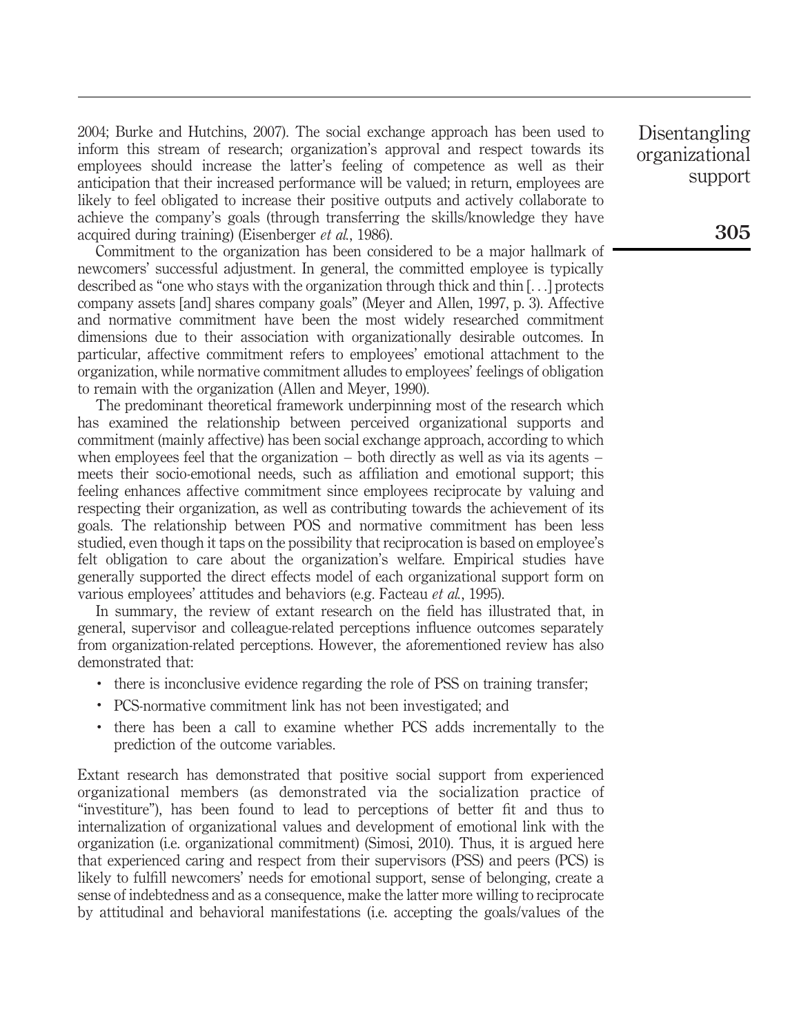2004; Burke and Hutchins, 2007). The social exchange approach has been used to inform this stream of research; organization's approval and respect towards its employees should increase the latter's feeling of competence as well as their anticipation that their increased performance will be valued; in return, employees are likely to feel obligated to increase their positive outputs and actively collaborate to achieve the company's goals (through transferring the skills/knowledge they have acquired during training) (Eisenberger *et al.*, 1986).

Commitment to the organization has been considered to be a major hallmark of newcomers' successful adjustment. In general, the committed employee is typically described as "one who stays with the organization through thick and thin [. . .] protects company assets [and] shares company goals" (Meyer and Allen, 1997, p. 3). Affective and normative commitment have been the most widely researched commitment dimensions due to their association with organizationally desirable outcomes. In particular, affective commitment refers to employees' emotional attachment to the organization, while normative commitment alludes to employees' feelings of obligation to remain with the organization (Allen and Meyer, 1990).

The predominant theoretical framework underpinning most of the research which has examined the relationship between perceived organizational supports and commitment (mainly affective) has been social exchange approach, according to which when employees feel that the organization – both directly as well as via its agents – meets their socio-emotional needs, such as affiliation and emotional support; this feeling enhances affective commitment since employees reciprocate by valuing and respecting their organization, as well as contributing towards the achievement of its goals. The relationship between POS and normative commitment has been less studied, even though it taps on the possibility that reciprocation is based on employee's felt obligation to care about the organization's welfare. Empirical studies have generally supported the direct effects model of each organizational support form on various employees' attitudes and behaviors (e.g. Facteau *et al.*, 1995).

In summary, the review of extant research on the field has illustrated that, in general, supervisor and colleague-related perceptions influence outcomes separately from organization-related perceptions. However, the aforementioned review has also demonstrated that:

- there is inconclusive evidence regarding the role of PSS on training transfer;
- PCS-normative commitment link has not been investigated; and
- there has been a call to examine whether PCS adds incrementally to the prediction of the outcome variables.

Extant research has demonstrated that positive social support from experienced organizational members (as demonstrated via the socialization practice of "investiture"), has been found to lead to perceptions of better fit and thus to internalization of organizational values and development of emotional link with the organization (i.e. organizational commitment) (Simosi, 2010). Thus, it is argued here that experienced caring and respect from their supervisors (PSS) and peers (PCS) is likely to fulfill newcomers' needs for emotional support, sense of belonging, create a sense of indebtedness and as a consequence, make the latter more willing to reciprocate by attitudinal and behavioral manifestations (i.e. accepting the goals/values of the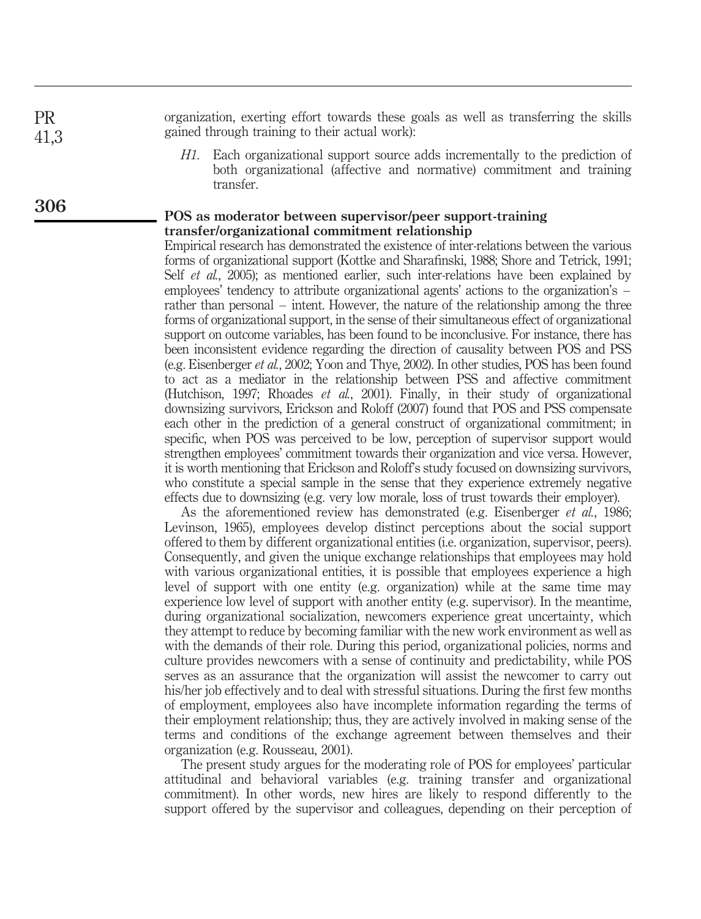organization, exerting effort towards these goals as well as transferring the skills gained through training to their actual work):

> *H1.* Each organizational support source adds incrementally to the prediction of both organizational (affective and normative) commitment and training transfer.

## POS as moderator between supervisor/peer support-training transfer/organizational commitment relationship

Empirical research has demonstrated the existence of inter-relations between the various forms of organizational support (Kottke and Sharafinski, 1988; Shore and Tetrick, 1991; Self *et al.*, 2005); as mentioned earlier, such inter-relations have been explained by employees' tendency to attribute organizational agents' actions to the organization's – rather than personal – intent. However, the nature of the relationship among the three forms of organizational support, in the sense of their simultaneous effect of organizational support on outcome variables, has been found to be inconclusive. For instance, there has been inconsistent evidence regarding the direction of causality between POS and PSS (e.g. Eisenberger *et al.*, 2002; Yoon and Thye, 2002). In other studies, POS has been found to act as a mediator in the relationship between PSS and affective commitment (Hutchison, 1997; Rhoades *et al.*, 2001). Finally, in their study of organizational downsizing survivors, Erickson and Roloff (2007) found that POS and PSS compensate each other in the prediction of a general construct of organizational commitment; in specific, when POS was perceived to be low, perception of supervisor support would strengthen employees' commitment towards their organization and vice versa. However, it is worth mentioning that Erickson and Roloff's study focused on downsizing survivors, who constitute a special sample in the sense that they experience extremely negative effects due to downsizing (e.g. very low morale, loss of trust towards their employer).

As the aforementioned review has demonstrated (e.g. Eisenberger *et al.*, 1986; Levinson, 1965), employees develop distinct perceptions about the social support offered to them by different organizational entities (i.e. organization, supervisor, peers). Consequently, and given the unique exchange relationships that employees may hold with various organizational entities, it is possible that employees experience a high level of support with one entity (e.g. organization) while at the same time may experience low level of support with another entity (e.g. supervisor). In the meantime, during organizational socialization, newcomers experience great uncertainty, which they attempt to reduce by becoming familiar with the new work environment as well as with the demands of their role. During this period, organizational policies, norms and culture provides newcomers with a sense of continuity and predictability, while POS serves as an assurance that the organization will assist the newcomer to carry out his/her job effectively and to deal with stressful situations. During the first few months of employment, employees also have incomplete information regarding the terms of their employment relationship; thus, they are actively involved in making sense of the terms and conditions of the exchange agreement between themselves and their organization (e.g. Rousseau, 2001).

The present study argues for the moderating role of POS for employees' particular attitudinal and behavioral variables (e.g. training transfer and organizational commitment). In other words, new hires are likely to respond differently to the support offered by the supervisor and colleagues, depending on their perception of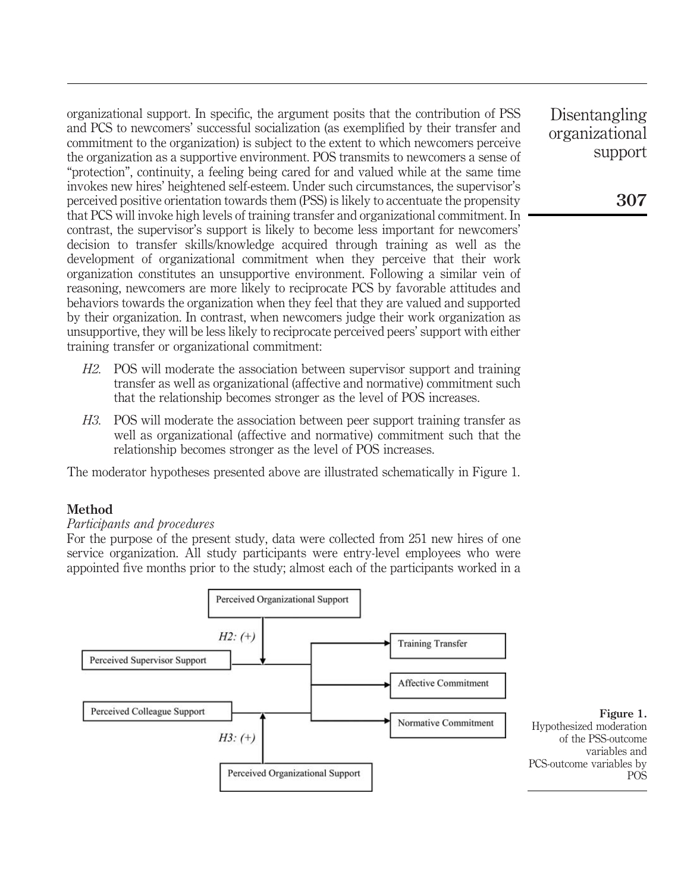organizational support. In specific, the argument posits that the contribution of PSS and PCS to newcomers' successful socialization (as exemplified by their transfer and commitment to the organization) is subject to the extent to which newcomers perceive the organization as a supportive environment. POS transmits to newcomers a sense of "protection", continuity, a feeling being cared for and valued while at the same time invokes new hires' heightened self-esteem. Under such circumstances, the supervisor's perceived positive orientation towards them (PSS) is likely to accentuate the propensity that PCS will invoke high levels of training transfer and organizational commitment. In contrast, the supervisor's support is likely to become less important for newcomers' decision to transfer skills/knowledge acquired through training as well as the development of organizational commitment when they perceive that their work organization constitutes an unsupportive environment. Following a similar vein of reasoning, newcomers are more likely to reciprocate PCS by favorable attitudes and behaviors towards the organization when they feel that they are valued and supported by their organization. In contrast, when newcomers judge their work organization as unsupportive, they will be less likely to reciprocate perceived peers' support with either training transfer or organizational commitment:

- *H2.* POS will moderate the association between supervisor support and training transfer as well as organizational (affective and normative) commitment such that the relationship becomes stronger as the level of POS increases.
- *H3.* POS will moderate the association between peer support training transfer as well as organizational (affective and normative) commitment such that the relationship becomes stronger as the level of POS increases.

The moderator hypotheses presented above are illustrated schematically in Figure 1.

## Method

### *Participants and procedures*

For the purpose of the present study, data were collected from 251 new hires of one service organization. All study participants were entry-level employees who were appointed five months prior to the study; almost each of the participants worked in a

Perceived Organizational Support

H2: (+)

Perceived Supervisor Support

Training Transfer

Affective Commitment

Perceived Colleague Support

Normative Commitment

H3: (+)

Perceived Organizational Support

**Figure 1.** Hypothesized moderation of the PSS-outcome variables and PCS-outcome variables by POS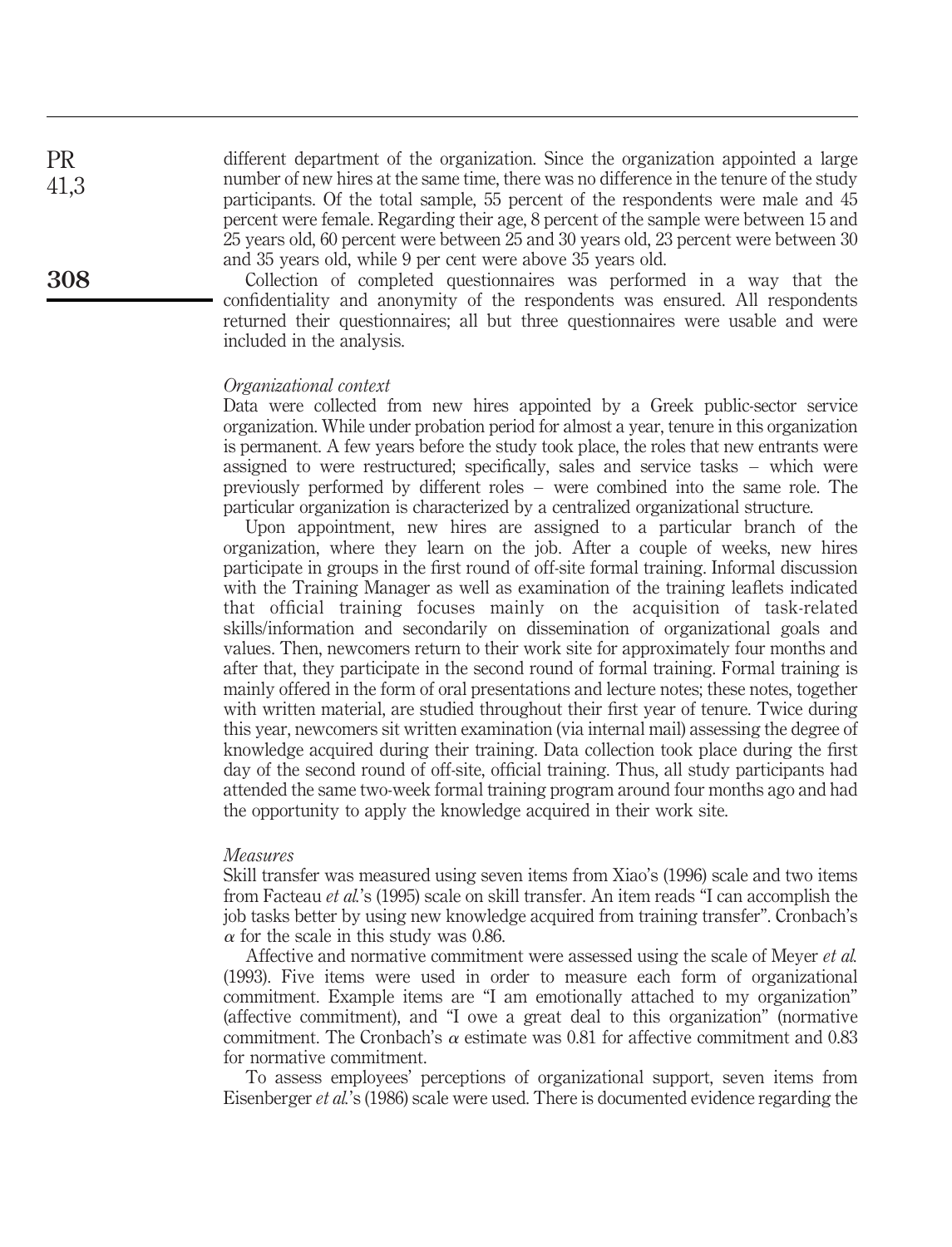different department of the organization. Since the organization appointed a large number of new hires at the same time, there was no difference in the tenure of the study participants. Of the total sample, 55 percent of the respondents were male and 45 percent were female. Regarding their age, 8 percent of the sample were between 15 and 25 years old, 60 percent were between 25 and 30 years old, 23 percent were between 30 and 35 years old, while 9 per cent were above 35 years old.

Collection of completed questionnaires was performed in a way that the confidentiality and anonymity of the respondents was ensured. All respondents returned their questionnaires; all but three questionnaires were usable and were included in the analysis.

*Organizational context*

Data were collected from new hires appointed by a Greek public-sector service organization. While under probation period for almost a year, tenure in this organization is permanent. A few years before the study took place, the roles that new entrants were assigned to were restructured; specifically, sales and service tasks – which were previously performed by different roles – were combined into the same role. The particular organization is characterized by a centralized organizational structure.

Upon appointment, new hires are assigned to a particular branch of the organization, where they learn on the job. After a couple of weeks, new hires participate in groups in the first round of off-site formal training. Informal discussion with the Training Manager as well as examination of the training leaflets indicated that official training focuses mainly on the acquisition of task-related skills/information and secondarily on dissemination of organizational goals and values. Then, newcomers return to their work site for approximately four months and after that, they participate in the second round of formal training. Formal training is mainly offered in the form of oral presentations and lecture notes; these notes, together with written material, are studied throughout their first year of tenure. Twice during this year, newcomers sit written examination (via internal mail) assessing the degree of knowledge acquired during their training. Data collection took place during the first day of the second round of off-site, official training. Thus, all study participants had attended the same two-week formal training program around four months ago and had the opportunity to apply the knowledge acquired in their work site.

*Measures*

Skill transfer was measured using seven items from Xiao's (1996) scale and two items from Facteau *et al.*'s (1995) scale on skill transfer. An item reads "I can accomplish the job tasks better by using new knowledge acquired from training transfer". Cronbach's $\alpha$ for the scale in this study was 0.86.

Affective and normative commitment were assessed using the scale of Meyer *et al.* (1993). Five items were used in order to measure each form of organizational commitment. Example items are "I am emotionally attached to my organization" (affective commitment), and "I owe a great deal to this organization" (normative commitment. The Cronbach's $\alpha$ estimate was 0.81 for affective commitment and 0.83 for normative commitment.

To assess employees' perceptions of organizational support, seven items from Eisenberger *et al.*'s (1986) scale were used. There is documented evidence regarding the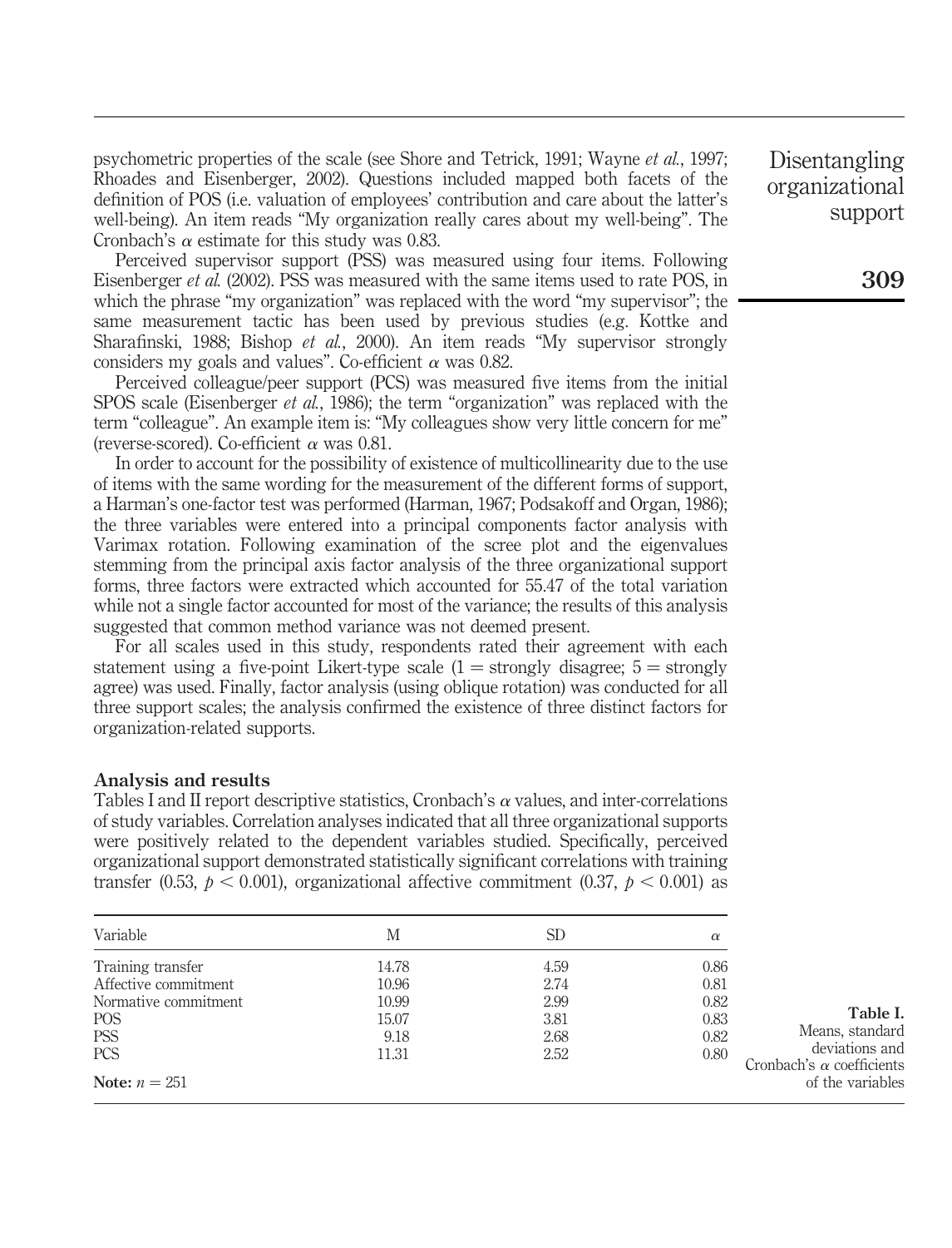psychometric properties of the scale (see Shore and Tetrick, 1991; Wayne *et al.*, 1997; Rhoades and Eisenberger, 2002). Questions included mapped both facets of the definition of POS (i.e. valuation of employees' contribution and care about the latter's well-being). An item reads "My organization really cares about my well-being". The Cronbach's $\alpha$ estimate for this study was 0.83.

Perceived supervisor support (PSS) was measured using four items. Following Eisenberger *et al.* (2002). PSS was measured with the same items used to rate POS, in which the phrase "my organization" was replaced with the word "my supervisor"; the same measurement tactic has been used by previous studies (e.g. Kottke and Sharafinski, 1988; Bishop *et al.*, 2000). An item reads "My supervisor strongly considers my goals and values". Co-efficient $\alpha$ was 0.82.

Perceived colleague/peer support (PCS) was measured five items from the initial SPOS scale (Eisenberger *et al.*, 1986); the term "organization" was replaced with the term "colleague". An example item is: "My colleagues show very little concern for me" (reverse-scored). Co-efficient $\alpha$ was 0.81.

In order to account for the possibility of existence of multicollinearity due to the use of items with the same wording for the measurement of the different forms of support, a Harman's one-factor test was performed (Harman, 1967; Podsakoff and Organ, 1986); the three variables were entered into a principal components factor analysis with Varimax rotation. Following examination of the scree plot and the eigenvalues stemming from the principal axis factor analysis of the three organizational support forms, three factors were extracted which accounted for 55.47 of the total variation while not a single factor accounted for most of the variance; the results of this analysis suggested that common method variance was not deemed present.

For all scales used in this study, respondents rated their agreement with each statement using a five-point Likert-type scale (1 = strongly disagree; 5 = strongly agree) was used. Finally, factor analysis (using oblique rotation) was conducted for all three support scales; the analysis confirmed the existence of three distinct factors for organization-related supports.

### Analysis and results

Tables I and II report descriptive statistics, Cronbach's $\alpha$ values, and inter-correlations of study variables. Correlation analyses indicated that all three organizational supports were positively related to the dependent variables studied. Specifically, perceived organizational support demonstrated statistically significant correlations with training transfer (0.53, $p < 0.001$), organizational affective commitment (0.37, $p < 0.001$) as

| Variable | M | SD | $\alpha$ |
|---|---|---|---|
| Training transfer | 14.78 | 4.59 | 0.86 |
| Affective commitment | 10.96 | 2.74 | 0.81 |
| Normative commitment | 10.99 | 2.99 | 0.82 |
| POS | 15.07 | 3.81 | 0.83 |
| PSS | 9.18 | 2.68 | 0.82 |
| PCS | 11.31 | 2.52 | 0.80 |

**Note:** $n = 251$

**Table I.** Means, standard deviations and Cronbach's $\alpha$ coefficients of the variables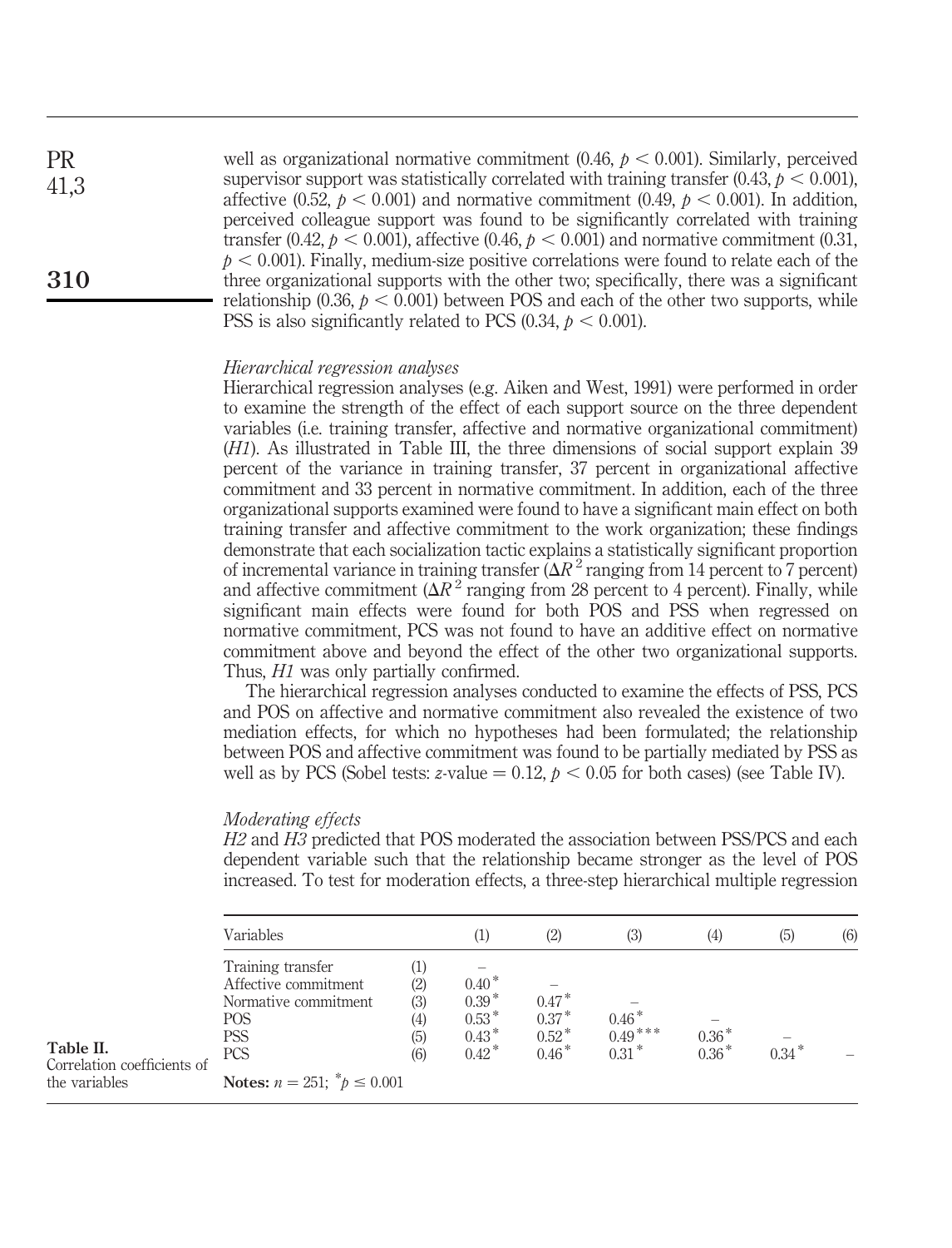well as organizational normative commitment (0.46, $p < 0.001$). Similarly, perceived supervisor support was statistically correlated with training transfer (0.43, $p < 0.001$), affective (0.52, $p < 0.001$) and normative commitment (0.49, $p < 0.001$). In addition, perceived colleague support was found to be significantly correlated with training transfer (0.42, $p < 0.001$), affective (0.46, $p < 0.001$) and normative commitment (0.31, $p < 0.001$). Finally, medium-size positive correlations were found to relate each of the three organizational supports with the other two; specifically, there was a significant relationship (0.36, $p < 0.001$) between POS and each of the other two supports, while PSS is also significantly related to PCS (0.34, $p < 0.001$).

*Hierarchical regression analyses*

Hierarchical regression analyses (e.g. Aiken and West, 1991) were performed in order to examine the strength of the effect of each support source on the three dependent variables (i.e. training transfer, affective and normative organizational commitment) (*H1*). As illustrated in Table III, the three dimensions of social support explain 39 percent of the variance in training transfer, 37 percent in organizational affective commitment and 33 percent in normative commitment. In addition, each of the three organizational supports examined were found to have a significant main effect on both training transfer and affective commitment to the work organization; these findings demonstrate that each socialization tactic explains a statistically significant proportion of incremental variance in training transfer ($\Delta R^2$ ranging from 14 percent to 7 percent) and affective commitment ($\Delta R^2$ ranging from 28 percent to 4 percent). Finally, while significant main effects were found for both POS and PSS when regressed on normative commitment, PCS was not found to have an additive effect on normative commitment above and beyond the effect of the other two organizational supports. Thus, *H1* was only partially confirmed.

The hierarchical regression analyses conducted to examine the effects of PSS, PCS and POS on affective and normative commitment also revealed the existence of two mediation effects, for which no hypotheses had been formulated; the relationship between POS and affective commitment was found to be partially mediated by PSS as well as by PCS (Sobel tests: $z$-value = 0.12, $p < 0.05$ for both cases) (see Table IV).

*Moderating effects*

*H2* and *H3* predicted that POS moderated the association between PSS/PCS and each dependent variable such that the relationship became stronger as the level of POS increased. To test for moderation effects, a three-step hierarchical multiple regression

**Table II.** Correlation coefficients of the variables

| Variables | | (1) | (2) | (3) | (4) | (5) | (6) |
|---|---|---|---|---|---|---|---|
| Training transfer | (1) | – | | | | | |
| Affective commitment | (2) | 0.40* | – | | | | |
| Normative commitment | (3) | 0.39* | 0.47* | – | | | |
| POS | (4) | 0.53* | 0.37* | 0.46* | – | | |
| PSS | (5) | 0.43* | 0.52* | 0.49*** | 0.36* | – | |
| PCS | (6) | 0.42* | 0.46* | 0.31* | 0.36* | 0.34* | – |

**Notes:** $n = 251$; $^*p \leq 0.001$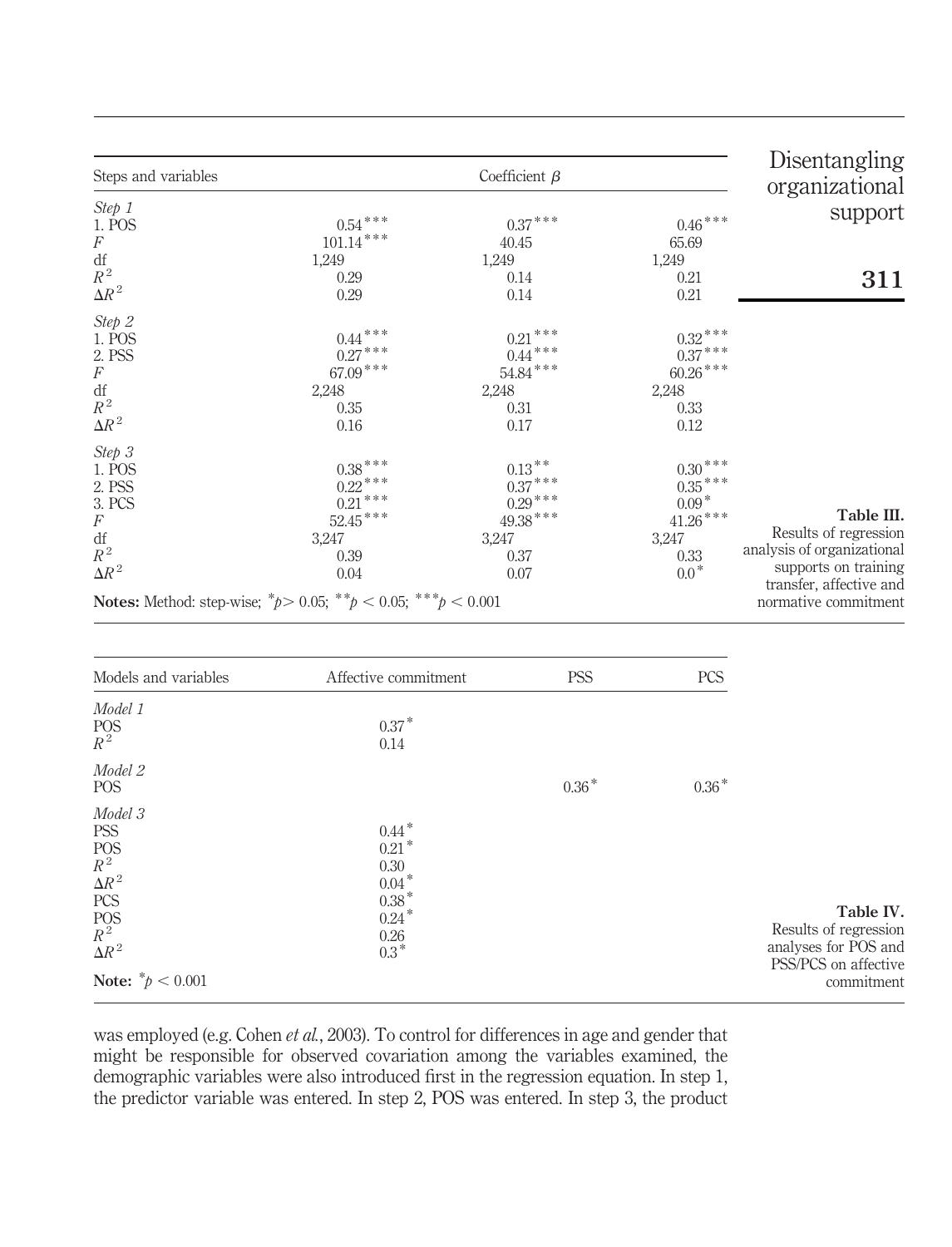| Steps and variables | Coefficient $\beta$ | | |
|---|---|---|---|
| *Step 1* | | | |
| 1. POS | $0.54^{***}$ | $0.37^{***}$ | $0.46^{***}$ |
| $F$ | $101.14^{***}$ | 40.45 | 65.69 |
| df | 1,249 | 1,249 | 1,249 |
| $R^2$ | 0.29 | 0.14 | 0.21 |
| $\Delta R^2$ | 0.29 | 0.14 | 0.21 |
| *Step 2* | | | |
| 1. POS | $0.44^{***}$ | $0.21^{***}$ | $0.32^{***}$ |
| 2. PSS | $0.27^{***}$ | $0.44^{***}$ | $0.37^{***}$ |
| $F$ | $67.09^{***}$ | $54.84^{***}$ | $60.26^{***}$ |
| df | 2,248 | 2,248 | 2,248 |
| $R^2$ | 0.35 | 0.31 | 0.33 |
| $\Delta R^2$ | 0.16 | 0.17 | 0.12 |
| *Step 3* | | | |
| 1. POS | $0.38^{***}$ | $0.13^{**}$ | $0.30^{***}$ |
| 2. PSS | $0.22^{***}$ | $0.37^{***}$ | $0.35^{***}$ |
| 3. PCS | $0.21^{***}$ | $0.29^{***}$ | $0.09^{*}$ |
| $F$ | $52.45^{***}$ | $49.38^{***}$ | $41.26^{***}$ |
| df | 3,247 | 3,247 | 3,247 |
| $R^2$ | 0.39 | 0.37 | 0.33 |
| $\Delta R^2$ | 0.04 | 0.07 | $0.0^{*}$ |

**Notes:** Method: step-wise; $^{*}p > 0.05$; $^{**}p < 0.05$; $^{***}p < 0.001$

**Table III.** Results of regression analysis of organizational supports on training transfer, affective and normative commitment

| Models and variables | Affective commitment | PSS | PCS |
|---|---|---|---|
| *Model 1* | | | |
| POS | $0.37^{*}$ | | |
| $R^2$ | 0.14 | | |
| *Model 2* | | | |
| POS | | $0.36^{*}$ | $0.36^{*}$ |
| *Model 3* | | | |
| PSS | $0.44^{*}$ | | |
| POS | $0.21^{*}$ | | |
| $R^2$ | 0.30 | | |
| $\Delta R^2$ | $0.04^{*}$ | | |
| PCS | $0.38^{*}$ | | |
| POS | $0.24^{*}$ | | |
| $R^2$ | 0.26 | | |
| $\Delta R^2$ | $0.3^{*}$ | | |

**Note:** $^{*}p < 0.001$

**Table IV.** Results of regression analyses for POS and PSS/PCS on affective commitment

was employed (e.g. Cohen *et al.*, 2003). To control for differences in age and gender that might be responsible for observed covariation among the variables examined, the demographic variables were also introduced first in the regression equation. In step 1, the predictor variable was entered. In step 2, POS was entered. In step 3, the product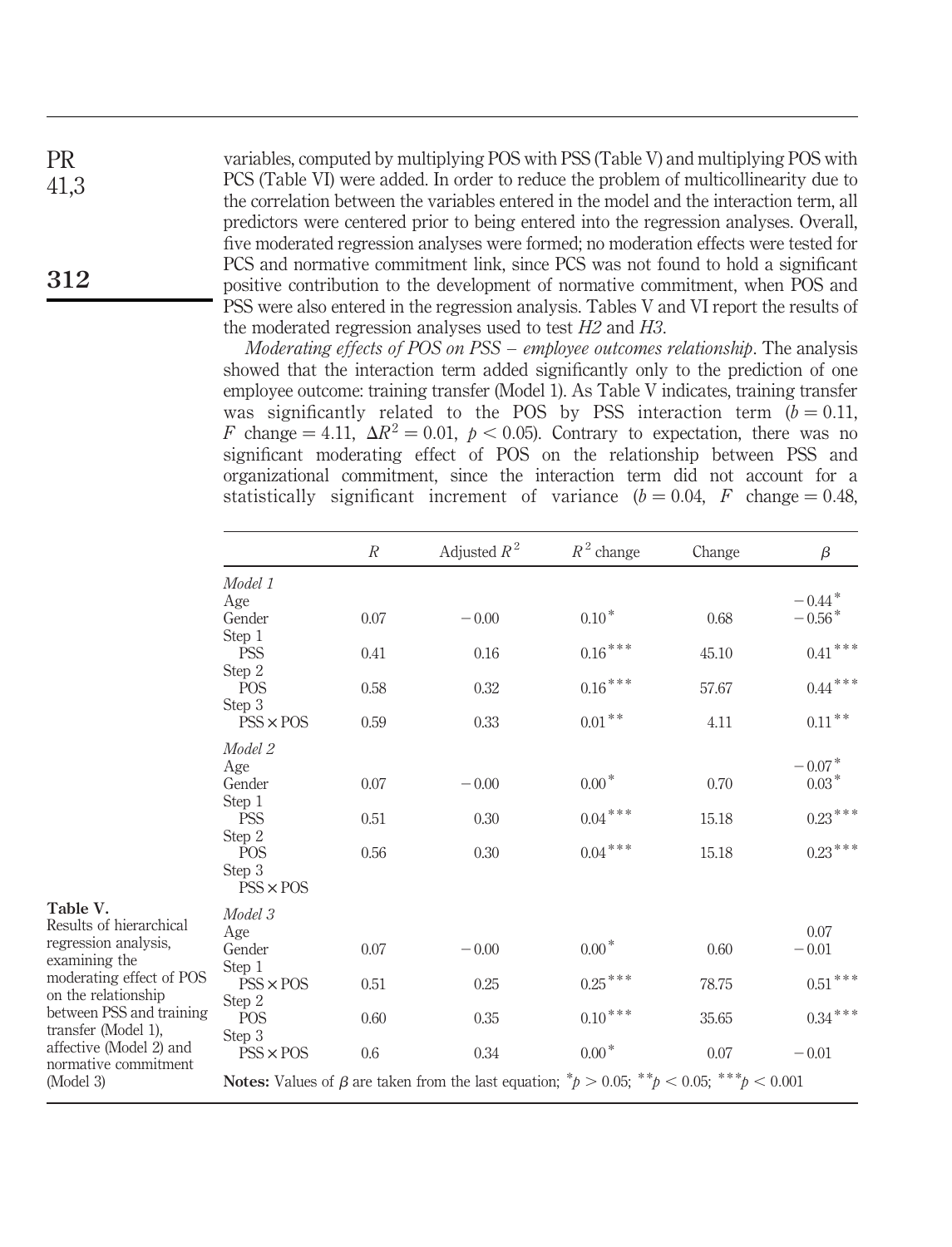variables, computed by multiplying POS with PSS (Table V) and multiplying POS with PCS (Table VI) were added. In order to reduce the problem of multicollinearity due to the correlation between the variables entered in the model and the interaction term, all predictors were centered prior to being entered into the regression analyses. Overall, five moderated regression analyses were formed; no moderation effects were tested for PCS and normative commitment link, since PCS was not found to hold a significant positive contribution to the development of normative commitment, when POS and PSS were also entered in the regression analysis. Tables V and VI report the results of the moderated regression analyses used to test *H2* and *H3*.

*Moderating effects of POS on PSS – employee outcomes relationship*. The analysis showed that the interaction term added significantly only to the prediction of one employee outcome: training transfer (Model 1). As Table V indicates, training transfer was significantly related to the POS by PSS interaction term ($b = 0.11$, $F$ change $= 4.11$, $\Delta R^2 = 0.01$, $p < 0.05$). Contrary to expectation, there was no significant moderating effect of POS on the relationship between PSS and organizational commitment, since the interaction term did not account for a statistically significant increment of variance ($b = 0.04$, $F$ change $= 0.48$,

**Table V.** Results of hierarchical regression analysis, examining the moderating effect of POS on the relationship between PSS and training transfer (Model 1), affective (Model 2) and normative commitment (Model 3)

| | $R$ | Adjusted $R^2$ | $R^2$ change | Change | $\beta$ |
|---|---|---|---|---|---|
| *Model 1* | | | | | |
| Age | | | | | $-0.44^{*}$ |
| Gender | 0.07 | $-0.00$ | $0.10^{*}$ | 0.68 | $-0.56^{*}$ |
| Step 1 | | | | | |
| PSS | 0.41 | 0.16 | $0.16^{***}$ | 45.10 | $0.41^{***}$ |
| Step 2 | | | | | |
| POS | 0.58 | 0.32 | $0.16^{***}$ | 57.67 | $0.44^{***}$ |
| Step 3 | | | | | |
| PSS × POS | 0.59 | 0.33 | $0.01^{**}$ | 4.11 | $0.11^{**}$ |
| *Model 2* | | | | | |
| Age | | | | | $-0.07^{*}$ |
| Gender | 0.07 | $-0.00$ | $0.00^{*}$ | 0.70 | $0.03^{*}$ |
| Step 1 | | | | | |
| PSS | 0.51 | 0.30 | $0.04^{***}$ | 15.18 | $0.23^{***}$ |
| Step 2 | | | | | |
| POS | 0.56 | 0.30 | $0.04^{***}$ | 15.18 | $0.23^{***}$ |
| Step 3 | | | | | |
| PSS × POS | | | | | |
| *Model 3* | | | | | |
| Age | | | | | 0.07 |
| Gender | 0.07 | $-0.00$ | $0.00^{*}$ | 0.60 | $-0.01$ |
| Step 1 | | | | | |
| PSS × POS | 0.51 | 0.25 | $0.25^{***}$ | 78.75 | $0.51^{***}$ |
| Step 2 | | | | | |
| POS | 0.60 | 0.35 | $0.10^{***}$ | 35.65 | $0.34^{***}$ |
| Step 3 | | | | | |
| PSS × POS | 0.6 | 0.34 | $0.00^{*}$ | 0.07 | $-0.01$ |

**Notes:** Values of $\beta$ are taken from the last equation; $^{*}p > 0.05$; $^{**}p < 0.05$; $^{***}p < 0.001$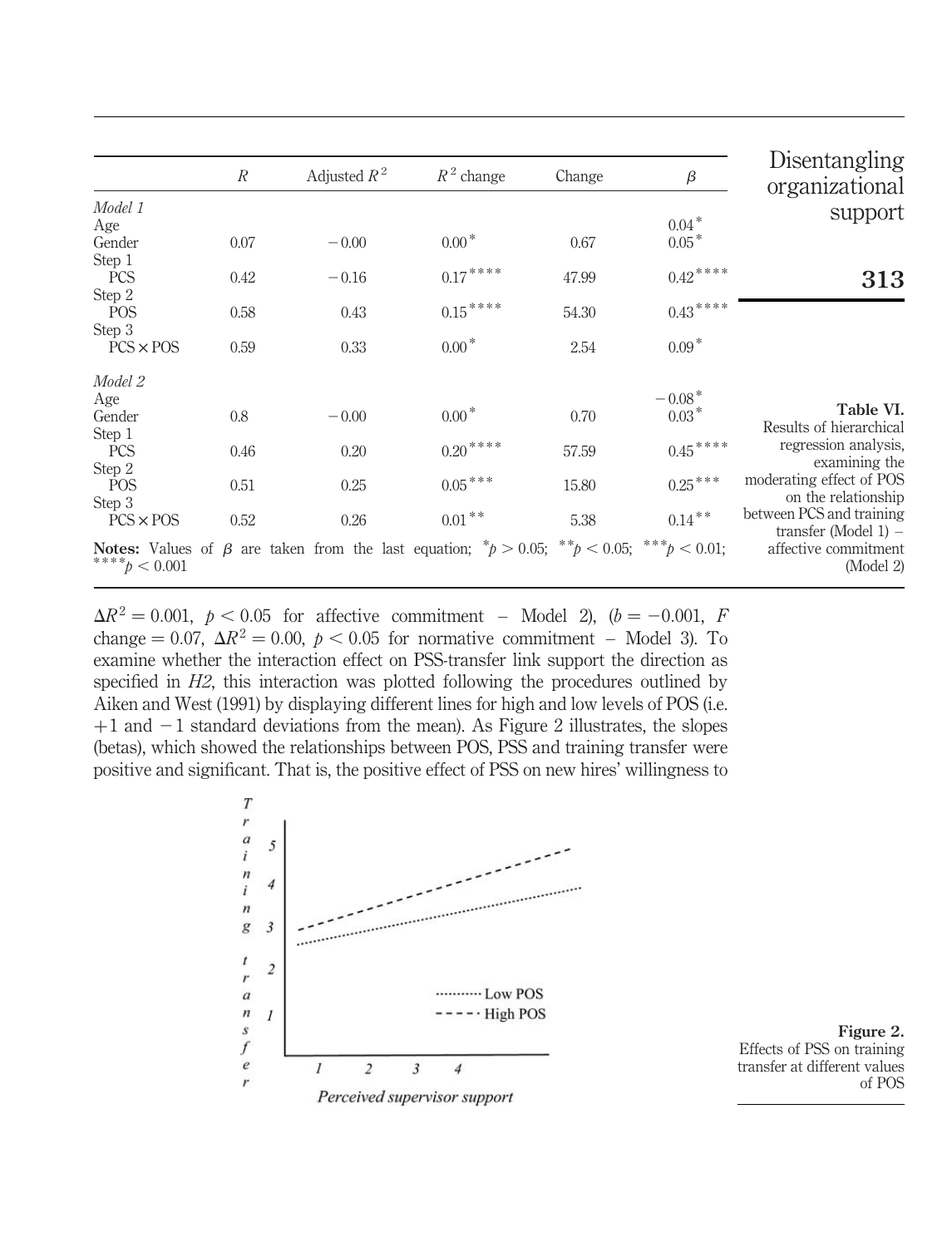| | $R$ | Adjusted $R^2$ | $R^2$ change | Change | $\beta$ |
|---|---|---|---|---|---|
| *Model 1* | | | | | |
| Age | | | | | $0.04^*$ |
| Gender | 0.07 | −0.00 | $0.00^*$ | 0.67 | $0.05^*$ |
| Step 1 | | | | | |
| PCS | 0.42 | −0.16 | $0.17^{****}$ | 47.99 | $0.42^{****}$ |
| Step 2 | | | | | |
| POS | 0.58 | 0.43 | $0.15^{****}$ | 54.30 | $0.43^{****}$ |
| Step 3 | | | | | |
| PCS × POS | 0.59 | 0.33 | $0.00^*$ | 2.54 | $0.09^*$ |
| *Model 2* | | | | | |
| Age | | | | | $-0.08^*$ |
| Gender | 0.8 | −0.00 | $0.00^*$ | 0.70 | $0.03^*$ |
| Step 1 | | | | | |
| PCS | 0.46 | 0.20 | $0.20^{****}$ | 57.59 | $0.45^{****}$ |
| Step 2 | | | | | |
| POS | 0.51 | 0.25 | $0.05^{***}$ | 15.80 | $0.25^{***}$ |
| Step 3 | | | | | |
| PCS × POS | 0.52 | 0.26 | $0.01^{**}$ | 5.38 | $0.14^{**}$ |

**Notes:** Values of $\beta$ are taken from the last equation; $^*p > 0.05$; $^{**}p < 0.05$; $^{***}p < 0.01$; $^{****}p < 0.001$

**Table VI.** Results of hierarchical regression analysis, examining the moderating effect of POS on the relationship between PCS and training transfer (Model 1) – affective commitment (Model 2)

$\Delta R^2 = 0.001$, $p < 0.05$ for affective commitment – Model 2), ($b = -0.001$, $F$ change $= 0.07$, $\Delta R^2 = 0.00$, $p < 0.05$ for normative commitment – Model 3). To examine whether the interaction effect on PSS-transfer link support the direction as specified in *H2*, this interaction was plotted following the procedures outlined by Aiken and West (1991) by displaying different lines for high and low levels of POS (i.e. +1 and −1 standard deviations from the mean). As Figure 2 illustrates, the slopes (betas), which showed the relationships between POS, PSS and training transfer were positive and significant. That is, the positive effect of PSS on new hires' willingness to

Training transfer

5
4
3
2
1

1 2 3 4

Perceived supervisor support

Low POS
High POS

**Figure 2.** Effects of PSS on training transfer at different values of POS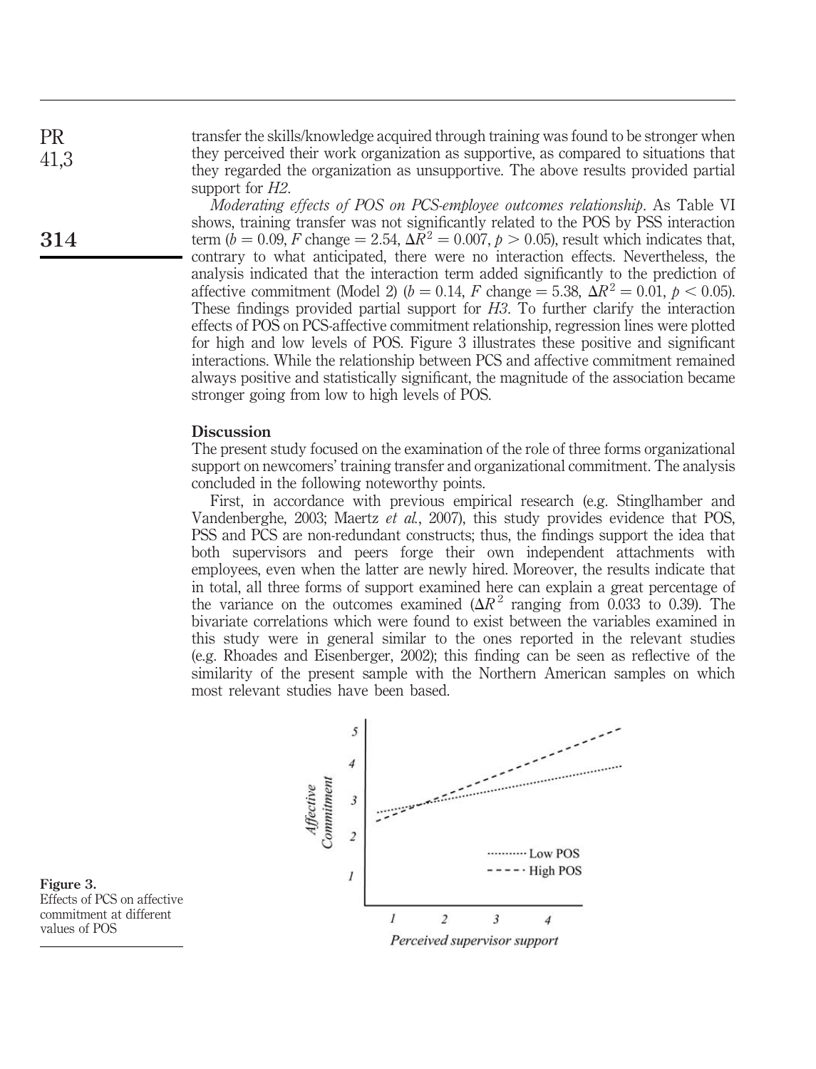transfer the skills/knowledge acquired through training was found to be stronger when they perceived their work organization as supportive, as compared to situations that they regarded the organization as unsupportive. The above results provided partial support for *H2*.

*Moderating effects of POS on PCS-employee outcomes relationship*. As Table VI shows, training transfer was not significantly related to the POS by PSS interaction term ($b = 0.09$, $F$ change $= 2.54$, $\Delta R^2 = 0.007$, $p > 0.05$), result which indicates that, contrary to what anticipated, there were no interaction effects. Nevertheless, the analysis indicated that the interaction term added significantly to the prediction of affective commitment (Model 2) ($b = 0.14$, $F$ change $= 5.38$, $\Delta R^2 = 0.01$, $p < 0.05$). These findings provided partial support for *H3*. To further clarify the interaction effects of POS on PCS-affective commitment relationship, regression lines were plotted for high and low levels of POS. Figure 3 illustrates these positive and significant interactions. While the relationship between PCS and affective commitment remained always positive and statistically significant, the magnitude of the association became stronger going from low to high levels of POS.

## Discussion

The present study focused on the examination of the role of three forms organizational support on newcomers' training transfer and organizational commitment. The analysis concluded in the following noteworthy points.

First, in accordance with previous empirical research (e.g. Stinglhamber and Vandenberghe, 2003; Maertz *et al.*, 2007), this study provides evidence that POS, PSS and PCS are non-redundant constructs; thus, the findings support the idea that both supervisors and peers forge their own independent attachments with employees, even when the latter are newly hired. Moreover, the results indicate that in total, all three forms of support examined here can explain a great percentage of the variance on the outcomes examined ($\Delta R^2$ ranging from 0.033 to 0.39). The bivariate correlations which were found to exist between the variables examined in this study were in general similar to the ones reported in the relevant studies (e.g. Rhoades and Eisenberger, 2002); this finding can be seen as reflective of the similarity of the present sample with the Northern American samples on which most relevant studies have been based.

**Figure 3.** Effects of PCS on affective commitment at different values of POS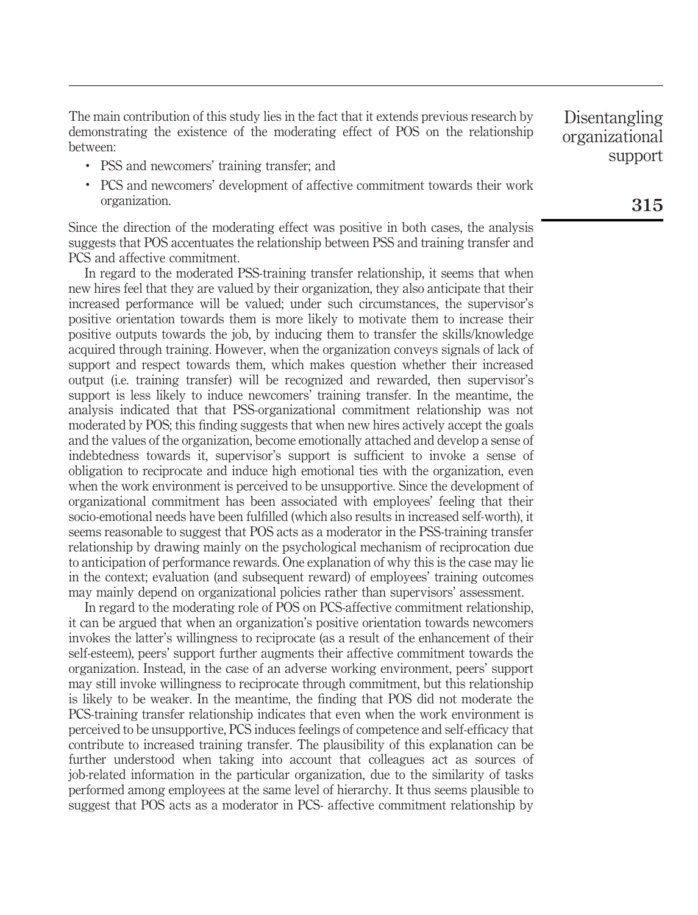The main contribution of this study lies in the fact that it extends previous research by demonstrating the existence of the moderating effect of POS on the relationship between:

- PSS and newcomers' training transfer; and
- PCS and newcomers' development of affective commitment towards their work organization.

Since the direction of the moderating effect was positive in both cases, the analysis suggests that POS accentuates the relationship between PSS and training transfer and PCS and affective commitment.

In regard to the moderated PSS-training transfer relationship, it seems that when new hires feel that they are valued by their organization, they also anticipate that their increased performance will be valued; under such circumstances, the supervisor's positive orientation towards them is more likely to motivate them to increase their positive outputs towards the job, by inducing them to transfer the skills/knowledge acquired through training. However, when the organization conveys signals of lack of support and respect towards them, which makes question whether their increased output (i.e. training transfer) will be recognized and rewarded, then supervisor's support is less likely to induce newcomers' training transfer. In the meantime, the analysis indicated that that PSS-organizational commitment relationship was not moderated by POS; this finding suggests that when new hires actively accept the goals and the values of the organization, become emotionally attached and develop a sense of indebtedness towards it, supervisor's support is sufficient to invoke a sense of obligation to reciprocate and induce high emotional ties with the organization, even when the work environment is perceived to be unsupportive. Since the development of organizational commitment has been associated with employees' feeling that their socio-emotional needs have been fulfilled (which also results in increased self-worth), it seems reasonable to suggest that POS acts as a moderator in the PSS-training transfer relationship by drawing mainly on the psychological mechanism of reciprocation due to anticipation of performance rewards. One explanation of why this is the case may lie in the context; evaluation (and subsequent reward) of employees' training outcomes may mainly depend on organizational policies rather than supervisors' assessment.

In regard to the moderating role of POS on PCS-affective commitment relationship, it can be argued that when an organization's positive orientation towards newcomers invokes the latter's willingness to reciprocate (as a result of the enhancement of their self-esteem), peers' support further augments their affective commitment towards the organization. Instead, in the case of an adverse working environment, peers' support may still invoke willingness to reciprocate through commitment, but this relationship is likely to be weaker. In the meantime, the finding that POS did not moderate the PCS-training transfer relationship indicates that even when the work environment is perceived to be unsupportive, PCS induces feelings of competence and self-efficacy that contribute to increased training transfer. The plausibility of this explanation can be further understood when taking into account that colleagues act as sources of job-related information in the particular organization, due to the similarity of tasks performed among employees at the same level of hierarchy. It thus seems plausible to suggest that POS acts as a moderator in PCS- affective commitment relationship by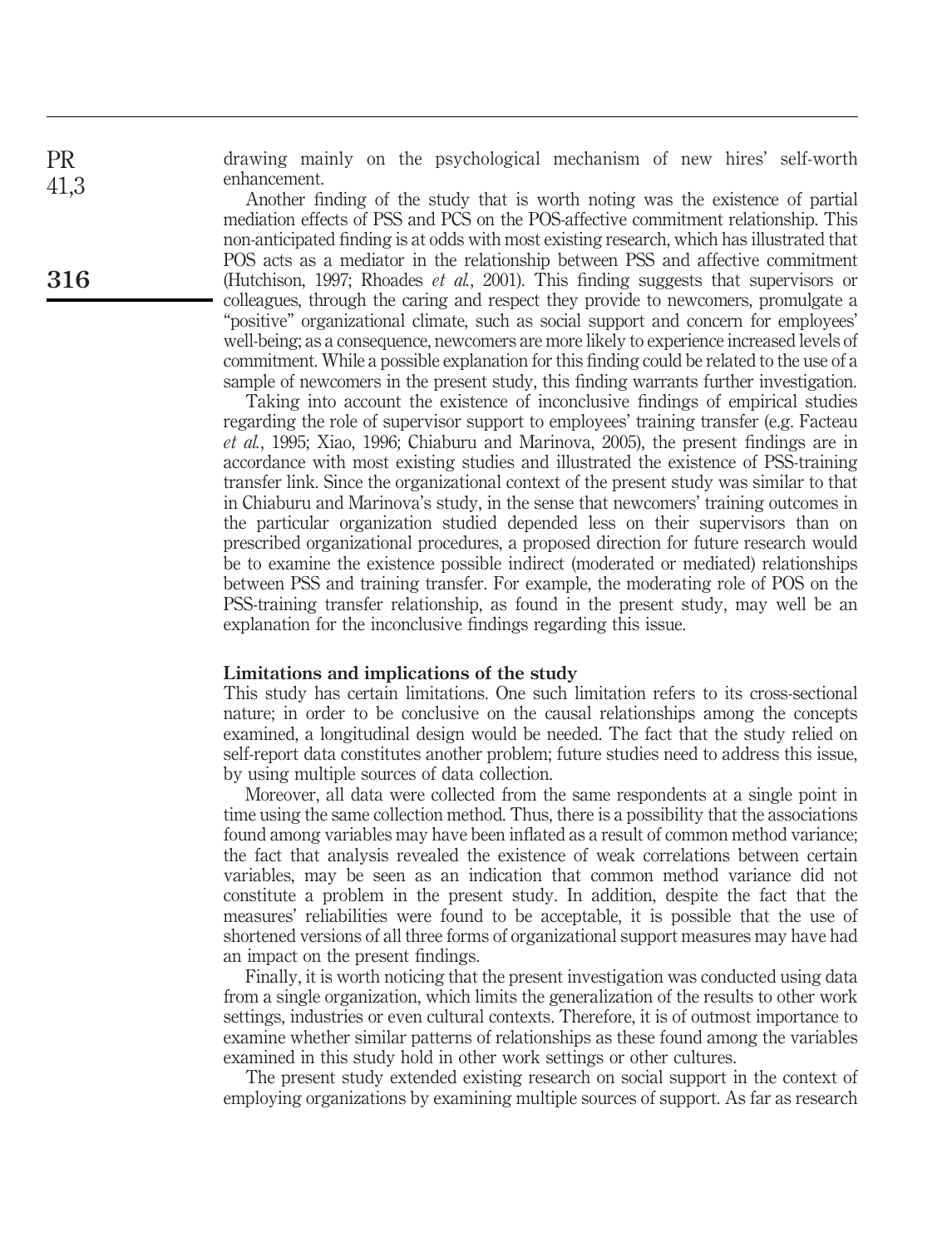drawing mainly on the psychological mechanism of new hires' self-worth enhancement.

Another finding of the study that is worth noting was the existence of partial mediation effects of PSS and PCS on the POS-affective commitment relationship. This non-anticipated finding is at odds with most existing research, which has illustrated that POS acts as a mediator in the relationship between PSS and affective commitment (Hutchison, 1997; Rhoades *et al.*, 2001). This finding suggests that supervisors or colleagues, through the caring and respect they provide to newcomers, promulgate a "positive" organizational climate, such as social support and concern for employees' well-being; as a consequence, newcomers are more likely to experience increased levels of commitment. While a possible explanation for this finding could be related to the use of a sample of newcomers in the present study, this finding warrants further investigation.

Taking into account the existence of inconclusive findings of empirical studies regarding the role of supervisor support to employees' training transfer (e.g. Facteau *et al.*, 1995; Xiao, 1996; Chiaburu and Marinova, 2005), the present findings are in accordance with most existing studies and illustrated the existence of PSS-training transfer link. Since the organizational context of the present study was similar to that in Chiaburu and Marinova's study, in the sense that newcomers' training outcomes in the particular organization studied depended less on their supervisors than on prescribed organizational procedures, a proposed direction for future research would be to examine the existence possible indirect (moderated or mediated) relationships between PSS and training transfer. For example, the moderating role of POS on the PSS-training transfer relationship, as found in the present study, may well be an explanation for the inconclusive findings regarding this issue.

## Limitations and implications of the study

This study has certain limitations. One such limitation refers to its cross-sectional nature; in order to be conclusive on the causal relationships among the concepts examined, a longitudinal design would be needed. The fact that the study relied on self-report data constitutes another problem; future studies need to address this issue, by using multiple sources of data collection.

Moreover, all data were collected from the same respondents at a single point in time using the same collection method. Thus, there is a possibility that the associations found among variables may have been inflated as a result of common method variance; the fact that analysis revealed the existence of weak correlations between certain variables, may be seen as an indication that common method variance did not constitute a problem in the present study. In addition, despite the fact that the measures' reliabilities were found to be acceptable, it is possible that the use of shortened versions of all three forms of organizational support measures may have had an impact on the present findings.

Finally, it is worth noticing that the present investigation was conducted using data from a single organization, which limits the generalization of the results to other work settings, industries or even cultural contexts. Therefore, it is of outmost importance to examine whether similar patterns of relationships as these found among the variables examined in this study hold in other work settings or other cultures.

The present study extended existing research on social support in the context of employing organizations by examining multiple sources of support. As far as research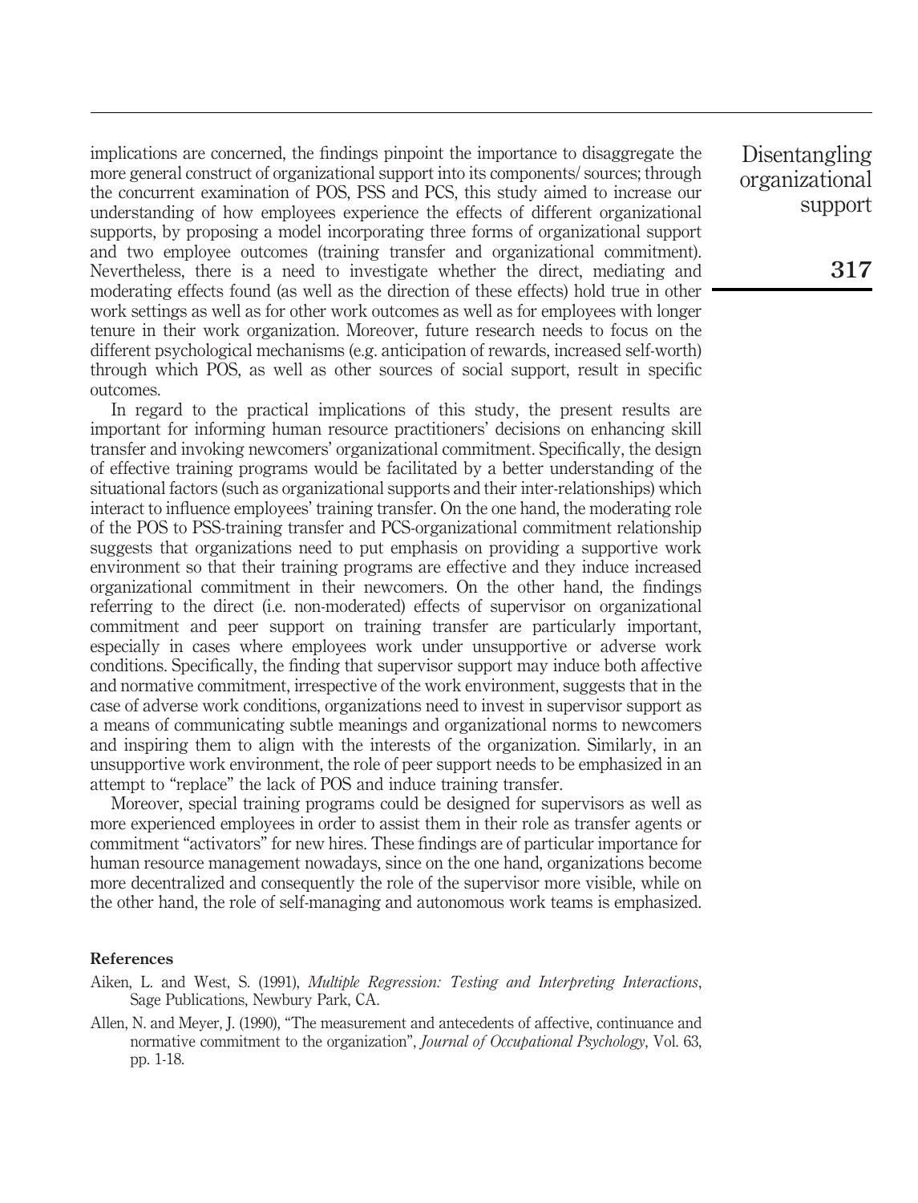implications are concerned, the findings pinpoint the importance to disaggregate the more general construct of organizational support into its components/ sources; through the concurrent examination of POS, PSS and PCS, this study aimed to increase our understanding of how employees experience the effects of different organizational supports, by proposing a model incorporating three forms of organizational support and two employee outcomes (training transfer and organizational commitment). Nevertheless, there is a need to investigate whether the direct, mediating and moderating effects found (as well as the direction of these effects) hold true in other work settings as well as for other work outcomes as well as for employees with longer tenure in their work organization. Moreover, future research needs to focus on the different psychological mechanisms (e.g. anticipation of rewards, increased self-worth) through which POS, as well as other sources of social support, result in specific outcomes.

In regard to the practical implications of this study, the present results are important for informing human resource practitioners' decisions on enhancing skill transfer and invoking newcomers' organizational commitment. Specifically, the design of effective training programs would be facilitated by a better understanding of the situational factors (such as organizational supports and their inter-relationships) which interact to influence employees' training transfer. On the one hand, the moderating role of the POS to PSS-training transfer and PCS-organizational commitment relationship suggests that organizations need to put emphasis on providing a supportive work environment so that their training programs are effective and they induce increased organizational commitment in their newcomers. On the other hand, the findings referring to the direct (i.e. non-moderated) effects of supervisor on organizational commitment and peer support on training transfer are particularly important, especially in cases where employees work under unsupportive or adverse work conditions. Specifically, the finding that supervisor support may induce both affective and normative commitment, irrespective of the work environment, suggests that in the case of adverse work conditions, organizations need to invest in supervisor support as a means of communicating subtle meanings and organizational norms to newcomers and inspiring them to align with the interests of the organization. Similarly, in an unsupportive work environment, the role of peer support needs to be emphasized in an attempt to "replace" the lack of POS and induce training transfer.

Moreover, special training programs could be designed for supervisors as well as more experienced employees in order to assist them in their role as transfer agents or commitment "activators" for new hires. These findings are of particular importance for human resource management nowadays, since on the one hand, organizations become more decentralized and consequently the role of the supervisor more visible, while on the other hand, the role of self-managing and autonomous work teams is emphasized.

## References

Aiken, L. and West, S. (1991), *Multiple Regression: Testing and Interpreting Interactions*, Sage Publications, Newbury Park, CA.

Allen, N. and Meyer, J. (1990), "The measurement and antecedents of affective, continuance and normative commitment to the organization", *Journal of Occupational Psychology*, Vol. 63, pp. 1-18.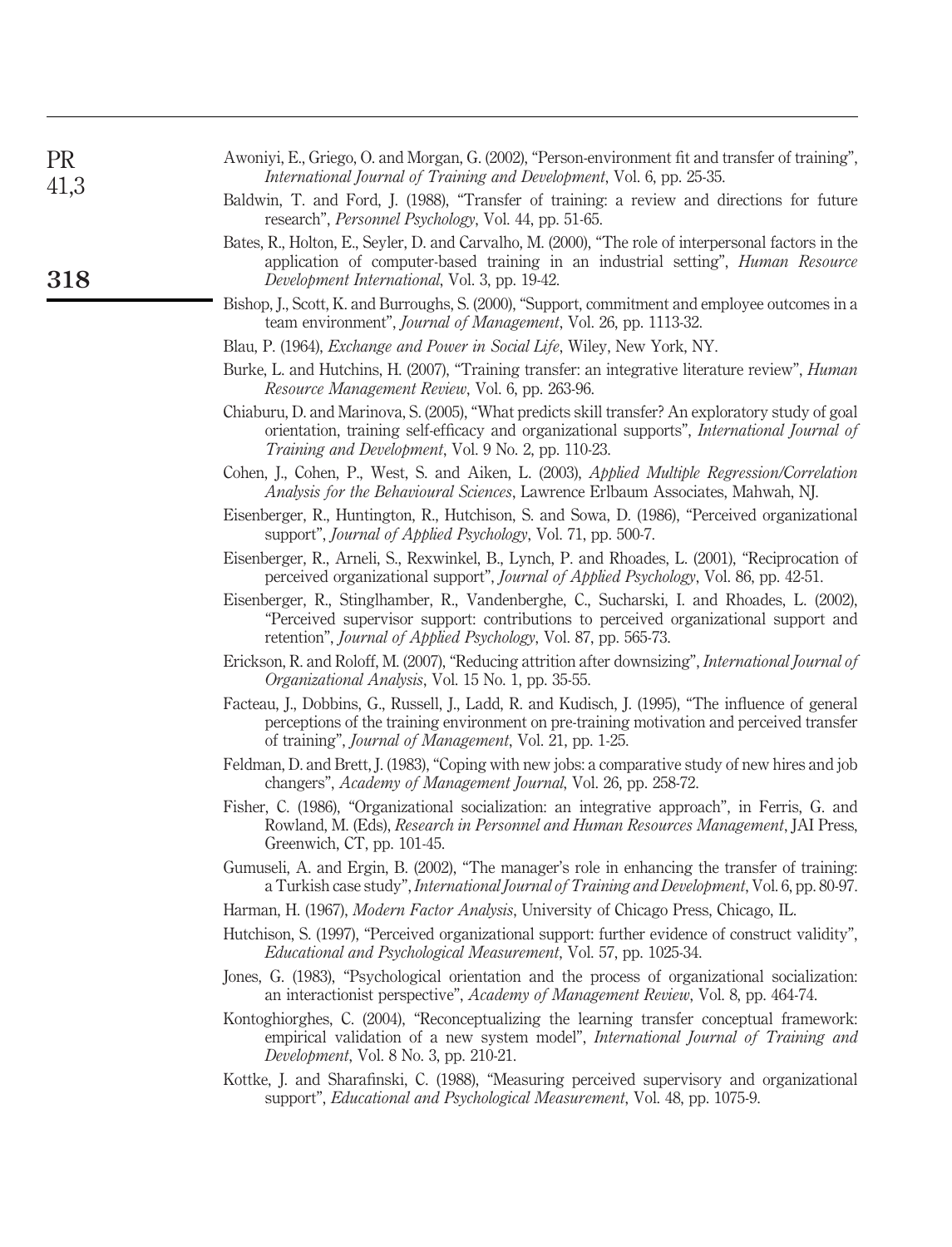Awoniyi, E., Griego, O. and Morgan, G. (2002), "Person-environment fit and transfer of training", *International Journal of Training and Development*, Vol. 6, pp. 25-35.

Baldwin, T. and Ford, J. (1988), "Transfer of training: a review and directions for future research", *Personnel Psychology*, Vol. 44, pp. 51-65.

Bates, R., Holton, E., Seyler, D. and Carvalho, M. (2000), "The role of interpersonal factors in the application of computer-based training in an industrial setting", *Human Resource Development International*, Vol. 3, pp. 19-42.

Bishop, J., Scott, K. and Burroughs, S. (2000), "Support, commitment and employee outcomes in a team environment", *Journal of Management*, Vol. 26, pp. 1113-32.

Blau, P. (1964), *Exchange and Power in Social Life*, Wiley, New York, NY.

Burke, L. and Hutchins, H. (2007), "Training transfer: an integrative literature review", *Human Resource Management Review*, Vol. 6, pp. 263-96.

Chiaburu, D. and Marinova, S. (2005), "What predicts skill transfer? An exploratory study of goal orientation, training self-efficacy and organizational supports", *International Journal of Training and Development*, Vol. 9 No. 2, pp. 110-23.

Cohen, J., Cohen, P., West, S. and Aiken, L. (2003), *Applied Multiple Regression/Correlation Analysis for the Behavioural Sciences*, Lawrence Erlbaum Associates, Mahwah, NJ.

Eisenberger, R., Huntington, R., Hutchison, S. and Sowa, D. (1986), "Perceived organizational support", *Journal of Applied Psychology*, Vol. 71, pp. 500-7.

Eisenberger, R., Arneli, S., Rexwinkel, B., Lynch, P. and Rhoades, L. (2001), "Reciprocation of perceived organizational support", *Journal of Applied Psychology*, Vol. 86, pp. 42-51.

Eisenberger, R., Stinglhamber, R., Vandenberghe, C., Sucharski, I. and Rhoades, L. (2002), "Perceived supervisor support: contributions to perceived organizational support and retention", *Journal of Applied Psychology*, Vol. 87, pp. 565-73.

Erickson, R. and Roloff, M. (2007), "Reducing attrition after downsizing", *International Journal of Organizational Analysis*, Vol. 15 No. 1, pp. 35-55.

Facteau, J., Dobbins, G., Russell, J., Ladd, R. and Kudisch, J. (1995), "The influence of general perceptions of the training environment on pre-training motivation and perceived transfer of training", *Journal of Management*, Vol. 21, pp. 1-25.

Feldman, D. and Brett, J. (1983), "Coping with new jobs: a comparative study of new hires and job changers", *Academy of Management Journal*, Vol. 26, pp. 258-72.

Fisher, C. (1986), "Organizational socialization: an integrative approach", in Ferris, G. and Rowland, M. (Eds), *Research in Personnel and Human Resources Management*, JAI Press, Greenwich, CT, pp. 101-45.

Gumuseli, A. and Ergin, B. (2002), "The manager's role in enhancing the transfer of training: a Turkish case study", *International Journal of Training and Development*, Vol. 6, pp. 80-97.

Harman, H. (1967), *Modern Factor Analysis*, University of Chicago Press, Chicago, IL.

Hutchison, S. (1997), "Perceived organizational support: further evidence of construct validity", *Educational and Psychological Measurement*, Vol. 57, pp. 1025-34.

Jones, G. (1983), "Psychological orientation and the process of organizational socialization: an interactionist perspective", *Academy of Management Review*, Vol. 8, pp. 464-74.

Kontoghiorghes, C. (2004), "Reconceptualizing the learning transfer conceptual framework: empirical validation of a new system model", *International Journal of Training and Development*, Vol. 8 No. 3, pp. 210-21.

Kottke, J. and Sharafinski, C. (1988), "Measuring perceived supervisory and organizational support", *Educational and Psychological Measurement*, Vol. 48, pp. 1075-9.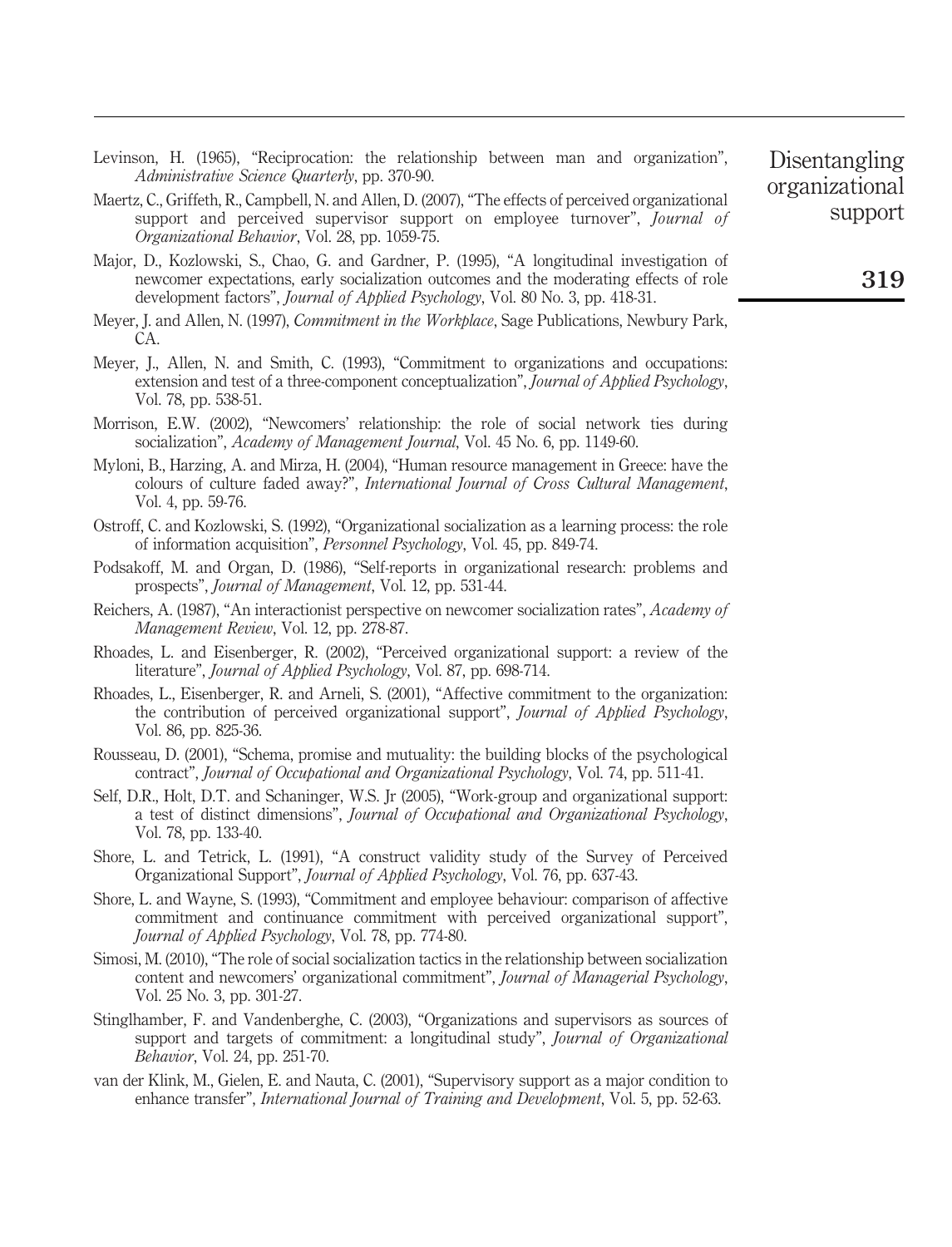Levinson, H. (1965), "Reciprocation: the relationship between man and organization", *Administrative Science Quarterly*, pp. 370-90.

Maertz, C., Griffeth, R., Campbell, N. and Allen, D. (2007), "The effects of perceived organizational support and perceived supervisor support on employee turnover", *Journal of Organizational Behavior*, Vol. 28, pp. 1059-75.

Major, D., Kozlowski, S., Chao, G. and Gardner, P. (1995), "A longitudinal investigation of newcomer expectations, early socialization outcomes and the moderating effects of role development factors", *Journal of Applied Psychology*, Vol. 80 No. 3, pp. 418-31.

Meyer, J. and Allen, N. (1997), *Commitment in the Workplace*, Sage Publications, Newbury Park, CA.

Meyer, J., Allen, N. and Smith, C. (1993), "Commitment to organizations and occupations: extension and test of a three-component conceptualization", *Journal of Applied Psychology*, Vol. 78, pp. 538-51.

Morrison, E.W. (2002), "Newcomers' relationship: the role of social network ties during socialization", *Academy of Management Journal*, Vol. 45 No. 6, pp. 1149-60.

Myloni, B., Harzing, A. and Mirza, H. (2004), "Human resource management in Greece: have the colours of culture faded away?", *International Journal of Cross Cultural Management*, Vol. 4, pp. 59-76.

Ostroff, C. and Kozlowski, S. (1992), "Organizational socialization as a learning process: the role of information acquisition", *Personnel Psychology*, Vol. 45, pp. 849-74.

Podsakoff, M. and Organ, D. (1986), "Self-reports in organizational research: problems and prospects", *Journal of Management*, Vol. 12, pp. 531-44.

Reichers, A. (1987), "An interactionist perspective on newcomer socialization rates", *Academy of Management Review*, Vol. 12, pp. 278-87.

Rhoades, L. and Eisenberger, R. (2002), "Perceived organizational support: a review of the literature", *Journal of Applied Psychology*, Vol. 87, pp. 698-714.

Rhoades, L., Eisenberger, R. and Arneli, S. (2001), "Affective commitment to the organization: the contribution of perceived organizational support", *Journal of Applied Psychology*, Vol. 86, pp. 825-36.

Rousseau, D. (2001), "Schema, promise and mutuality: the building blocks of the psychological contract", *Journal of Occupational and Organizational Psychology*, Vol. 74, pp. 511-41.

Self, D.R., Holt, D.T. and Schaninger, W.S. Jr (2005), "Work-group and organizational support: a test of distinct dimensions", *Journal of Occupational and Organizational Psychology*, Vol. 78, pp. 133-40.

Shore, L. and Tetrick, L. (1991), "A construct validity study of the Survey of Perceived Organizational Support", *Journal of Applied Psychology*, Vol. 76, pp. 637-43.

Shore, L. and Wayne, S. (1993), "Commitment and employee behaviour: comparison of affective commitment and continuance commitment with perceived organizational support", *Journal of Applied Psychology*, Vol. 78, pp. 774-80.

Simosi, M. (2010), "The role of social socialization tactics in the relationship between socialization content and newcomers' organizational commitment", *Journal of Managerial Psychology*, Vol. 25 No. 3, pp. 301-27.

Stinglhamber, F. and Vandenberghe, C. (2003), "Organizations and supervisors as sources of support and targets of commitment: a longitudinal study", *Journal of Organizational Behavior*, Vol. 24, pp. 251-70.

van der Klink, M., Gielen, E. and Nauta, C. (2001), "Supervisory support as a major condition to enhance transfer", *International Journal of Training and Development*, Vol. 5, pp. 52-63.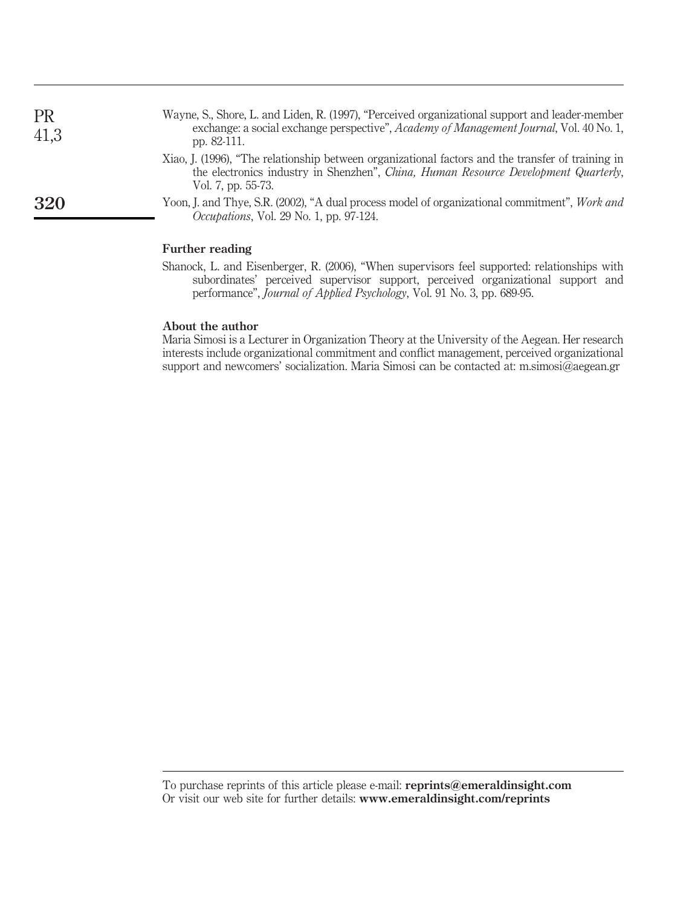Wayne, S., Shore, L. and Liden, R. (1997), "Perceived organizational support and leader-member exchange: a social exchange perspective", *Academy of Management Journal*, Vol. 40 No. 1, pp. 82-111.

Xiao, J. (1996), "The relationship between organizational factors and the transfer of training in the electronics industry in Shenzhen", *China, Human Resource Development Quarterly*, Vol. 7, pp. 55-73.

Yoon, J. and Thye, S.R. (2002), "A dual process model of organizational commitment", *Work and Occupations*, Vol. 29 No. 1, pp. 97-124.

## Further reading

Shanock, L. and Eisenberger, R. (2006), "When supervisors feel supported: relationships with subordinates' perceived supervisor support, perceived organizational support and performance", *Journal of Applied Psychology*, Vol. 91 No. 3, pp. 689-95.

## About the author

Maria Simosi is a Lecturer in Organization Theory at the University of the Aegean. Her research interests include organizational commitment and conflict management, perceived organizational support and newcomers' socialization. Maria Simosi can be contacted at: m.simosi@aegean.gr

To purchase reprints of this article please e-mail: **reprints@emeraldinsight.com**
Or visit our web site for further details: **www.emeraldinsight.com/reprints**